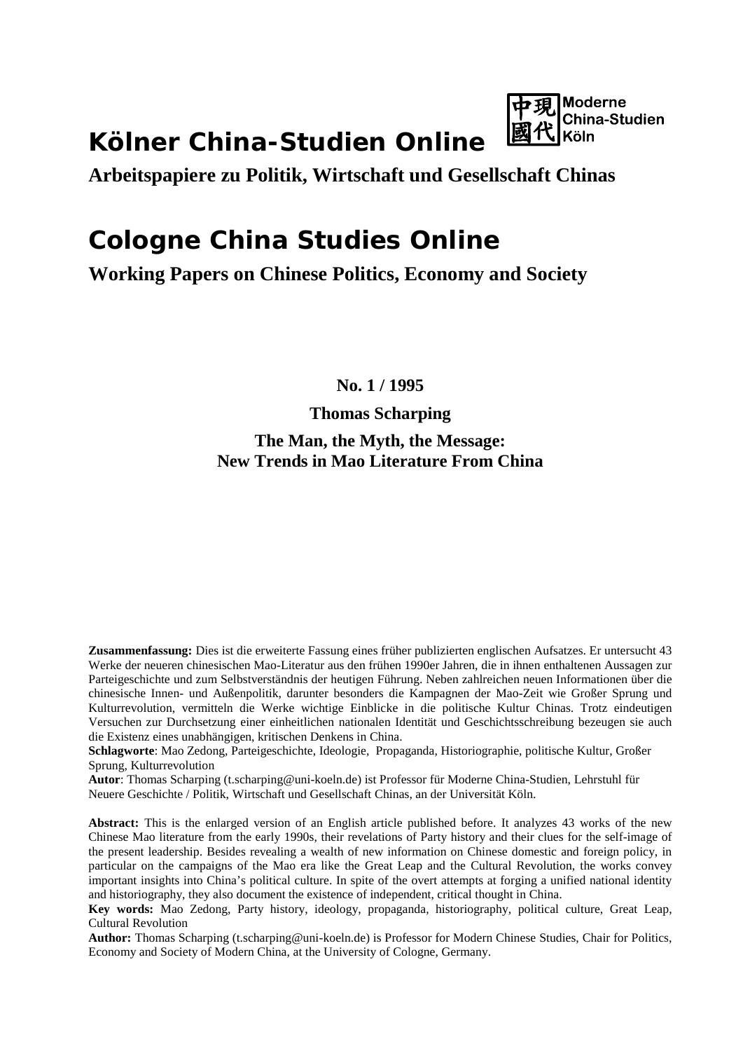# Kölner China-Studien Online

中現
國代 Moderne China-Studien Köln

**Arbeitspapiere zu Politik, Wirtschaft und Gesellschaft Chinas**

# Cologne China Studies Online

**Working Papers on Chinese Politics, Economy and Society**

**No. 1 / 1995**

**Thomas Scharping**

**The Man, the Myth, the Message:
New Trends in Mao Literature From China**

**Zusammenfassung:** Dies ist die erweiterte Fassung eines früher publizierten englischen Aufsatzes. Er untersucht 43 Werke der neueren chinesischen Mao-Literatur aus den frühen 1990er Jahren, die in ihnen enthaltenen Aussagen zur Parteigeschichte und zum Selbstverständnis der heutigen Führung. Neben zahlreichen neuen Informationen über die chinesische Innen- und Außenpolitik, darunter besonders die Kampagnen der Mao-Zeit wie Großer Sprung und Kulturrevolution, vermitteln die Werke wichtige Einblicke in die politische Kultur Chinas. Trotz eindeutigen Versuchen zur Durchsetzung einer einheitlichen nationalen Identität und Geschichtsschreibung bezeugen sie auch die Existenz eines unabhängigen, kritischen Denkens in China.

**Schlagworte**: Mao Zedong, Parteigeschichte, Ideologie, Propaganda, Historiographie, politische Kultur, Großer Sprung, Kulturrevolution

**Autor**: Thomas Scharping (t.scharping@uni-koeln.de) ist Professor für Moderne China-Studien, Lehrstuhl für Neuere Geschichte / Politik, Wirtschaft und Gesellschaft Chinas, an der Universität Köln.

**Abstract:** This is the enlarged version of an English article published before. It analyzes 43 works of the new Chinese Mao literature from the early 1990s, their revelations of Party history and their clues for the self-image of the present leadership. Besides revealing a wealth of new information on Chinese domestic and foreign policy, in particular on the campaigns of the Mao era like the Great Leap and the Cultural Revolution, the works convey important insights into China's political culture. In spite of the overt attempts at forging a unified national identity and historiography, they also document the existence of independent, critical thought in China.

**Key words:** Mao Zedong, Party history, ideology, propaganda, historiography, political culture, Great Leap, Cultural Revolution

**Author:** Thomas Scharping (t.scharping@uni-koeln.de) is Professor for Modern Chinese Studies, Chair for Politics, Economy and Society of Modern China, at the University of Cologne, Germany.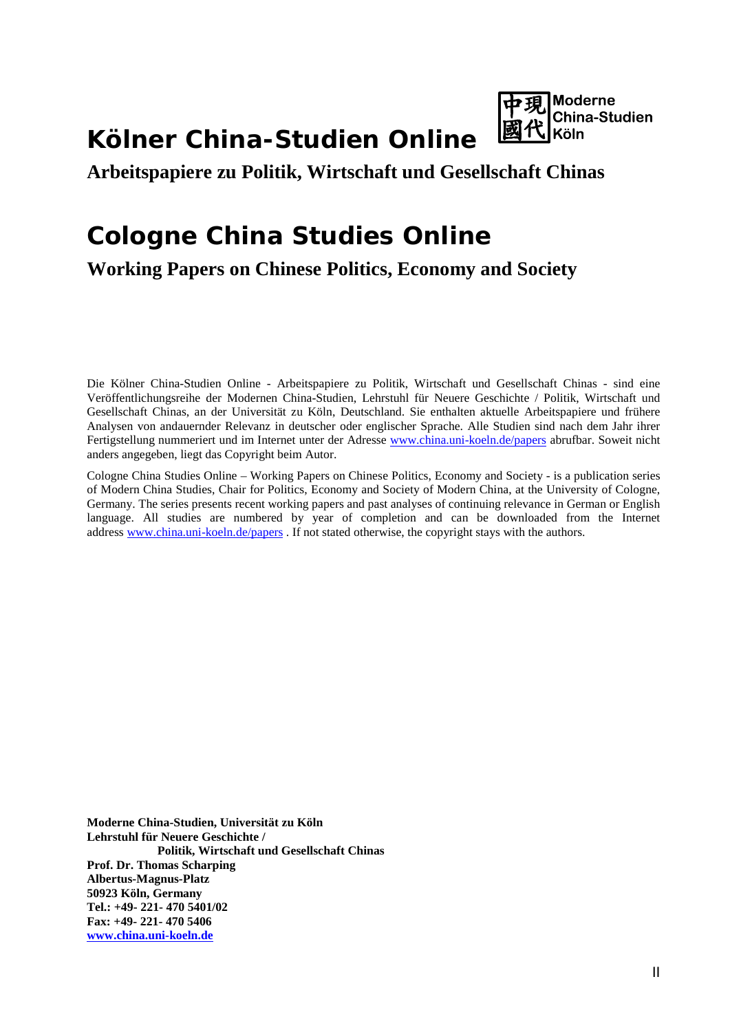# Kölner China-Studien Online

**Moderne China-Studien Köln**

## Arbeitspapiere zu Politik, Wirtschaft und Gesellschaft Chinas

# Cologne China Studies Online

## Working Papers on Chinese Politics, Economy and Society

Die Kölner China-Studien Online - Arbeitspapiere zu Politik, Wirtschaft und Gesellschaft Chinas - sind eine Veröffentlichungsreihe der Modernen China-Studien, Lehrstuhl für Neuere Geschichte / Politik, Wirtschaft und Gesellschaft Chinas, an der Universität zu Köln, Deutschland. Sie enthalten aktuelle Arbeitspapiere und frühere Analysen von andauernder Relevanz in deutscher oder englischer Sprache. Alle Studien sind nach dem Jahr ihrer Fertigstellung nummeriert und im Internet unter der Adresse www.china.uni-koeln.de/papers abrufbar. Soweit nicht anders angegeben, liegt das Copyright beim Autor.

Cologne China Studies Online – Working Papers on Chinese Politics, Economy and Society - is a publication series of Modern China Studies, Chair for Politics, Economy and Society of Modern China, at the University of Cologne, Germany. The series presents recent working papers and past analyses of continuing relevance in German or English language. All studies are numbered by year of completion and can be downloaded from the Internet address www.china.uni-koeln.de/papers . If not stated otherwise, the copyright stays with the authors.

**Moderne China-Studien, Universität zu Köln**
**Lehrstuhl für Neuere Geschichte /**
**Politik, Wirtschaft und Gesellschaft Chinas**
**Prof. Dr. Thomas Scharping**
**Albertus-Magnus-Platz**
**50923 Köln, Germany**
**Tel.: +49- 221- 470 5401/02**
**Fax: +49- 221- 470 5406**
**www.china.uni-koeln.de**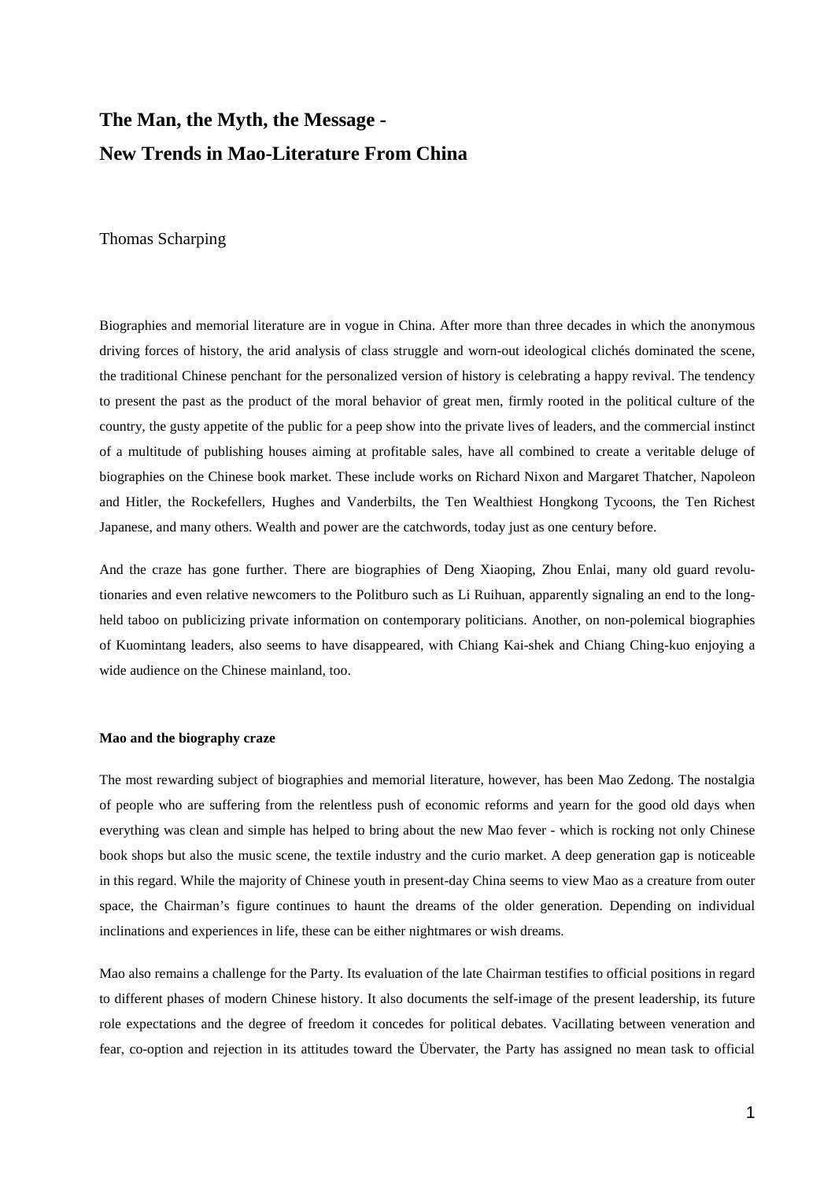# The Man, the Myth, the Message - New Trends in Mao-Literature From China

Thomas Scharping

Biographies and memorial literature are in vogue in China. After more than three decades in which the anonymous driving forces of history, the arid analysis of class struggle and worn-out ideological clichés dominated the scene, the traditional Chinese penchant for the personalized version of history is celebrating a happy revival. The tendency to present the past as the product of the moral behavior of great men, firmly rooted in the political culture of the country, the gusty appetite of the public for a peep show into the private lives of leaders, and the commercial instinct of a multitude of publishing houses aiming at profitable sales, have all combined to create a veritable deluge of biographies on the Chinese book market. These include works on Richard Nixon and Margaret Thatcher, Napoleon and Hitler, the Rockefellers, Hughes and Vanderbilts, the Ten Wealthiest Hongkong Tycoons, the Ten Richest Japanese, and many others. Wealth and power are the catchwords, today just as one century before.

And the craze has gone further. There are biographies of Deng Xiaoping, Zhou Enlai, many old guard revolutionaries and even relative newcomers to the Politburo such as Li Ruihuan, apparently signaling an end to the long-held taboo on publicizing private information on contemporary politicians. Another, on non-polemical biographies of Kuomintang leaders, also seems to have disappeared, with Chiang Kai-shek and Chiang Ching-kuo enjoying a wide audience on the Chinese mainland, too.

#### Mao and the biography craze

The most rewarding subject of biographies and memorial literature, however, has been Mao Zedong. The nostalgia of people who are suffering from the relentless push of economic reforms and yearn for the good old days when everything was clean and simple has helped to bring about the new Mao fever - which is rocking not only Chinese book shops but also the music scene, the textile industry and the curio market. A deep generation gap is noticeable in this regard. While the majority of Chinese youth in present-day China seems to view Mao as a creature from outer space, the Chairman's figure continues to haunt the dreams of the older generation. Depending on individual inclinations and experiences in life, these can be either nightmares or wish dreams.

Mao also remains a challenge for the Party. Its evaluation of the late Chairman testifies to official positions in regard to different phases of modern Chinese history. It also documents the self-image of the present leadership, its future role expectations and the degree of freedom it concedes for political debates. Vacillating between veneration and fear, co-option and rejection in its attitudes toward the Übervater, the Party has assigned no mean task to official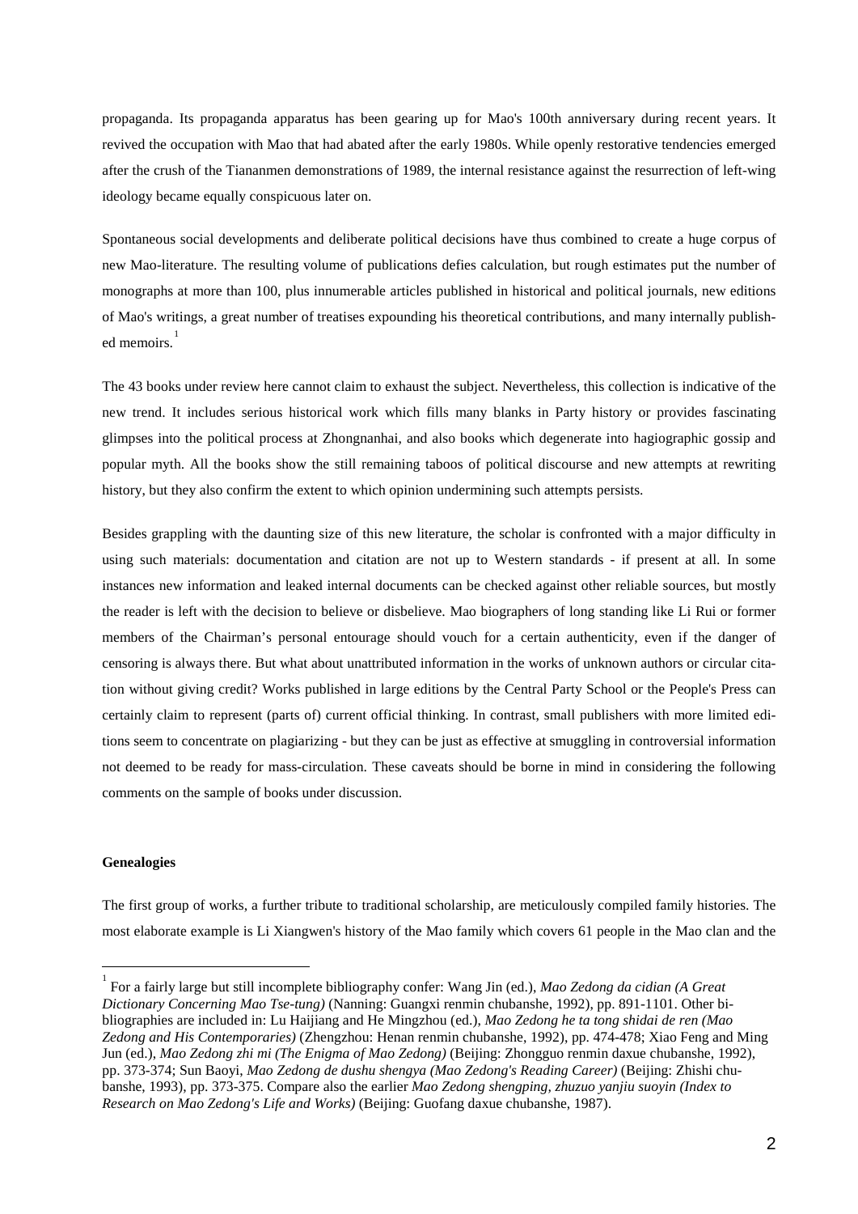propaganda. Its propaganda apparatus has been gearing up for Mao's 100th anniversary during recent years. It revived the occupation with Mao that had abated after the early 1980s. While openly restorative tendencies emerged after the crush of the Tiananmen demonstrations of 1989, the internal resistance against the resurrection of left-wing ideology became equally conspicuous later on.

Spontaneous social developments and deliberate political decisions have thus combined to create a huge corpus of new Mao-literature. The resulting volume of publications defies calculation, but rough estimates put the number of monographs at more than 100, plus innumerable articles published in historical and political journals, new editions of Mao's writings, a great number of treatises expounding his theoretical contributions, and many internally published memoirs.[1]

The 43 books under review here cannot claim to exhaust the subject. Nevertheless, this collection is indicative of the new trend. It includes serious historical work which fills many blanks in Party history or provides fascinating glimpses into the political process at Zhongnanhai, and also books which degenerate into hagiographic gossip and popular myth. All the books show the still remaining taboos of political discourse and new attempts at rewriting history, but they also confirm the extent to which opinion undermining such attempts persists.

Besides grappling with the daunting size of this new literature, the scholar is confronted with a major difficulty in using such materials: documentation and citation are not up to Western standards - if present at all. In some instances new information and leaked internal documents can be checked against other reliable sources, but mostly the reader is left with the decision to believe or disbelieve. Mao biographers of long standing like Li Rui or former members of the Chairman's personal entourage should vouch for a certain authenticity, even if the danger of censoring is always there. But what about unattributed information in the works of unknown authors or circular citation without giving credit? Works published in large editions by the Central Party School or the People's Press can certainly claim to represent (parts of) current official thinking. In contrast, small publishers with more limited editions seem to concentrate on plagiarizing - but they can be just as effective at smuggling in controversial information not deemed to be ready for mass-circulation. These caveats should be borne in mind in considering the following comments on the sample of books under discussion.

**Genealogies**

The first group of works, a further tribute to traditional scholarship, are meticulously compiled family histories. The most elaborate example is Li Xiangwen's history of the Mao family which covers 61 people in the Mao clan and the

---

[1] For a fairly large but still incomplete bibliography confer: Wang Jin (ed.), *Mao Zedong da cidian (A Great Dictionary Concerning Mao Tse-tung)* (Nanning: Guangxi renmin chubanshe, 1992), pp. 891-1101. Other bibliographies are included in: Lu Haijiang and He Mingzhou (ed.), *Mao Zedong he ta tong shidai de ren (Mao Zedong and His Contemporaries)* (Zhengzhou: Henan renmin chubanshe, 1992), pp. 474-478; Xiao Feng and Ming Jun (ed.), *Mao Zedong zhi mi (The Enigma of Mao Zedong)* (Beijing: Zhongguo renmin daxue chubanshe, 1992), pp. 373-374; Sun Baoyi, *Mao Zedong de dushu shengya (Mao Zedong's Reading Career)* (Beijing: Zhishi chubanshe, 1993), pp. 373-375. Compare also the earlier *Mao Zedong shengping, zhuzuo yanjiu suoyin (Index to Research on Mao Zedong's Life and Works)* (Beijing: Guofang daxue chubanshe, 1987).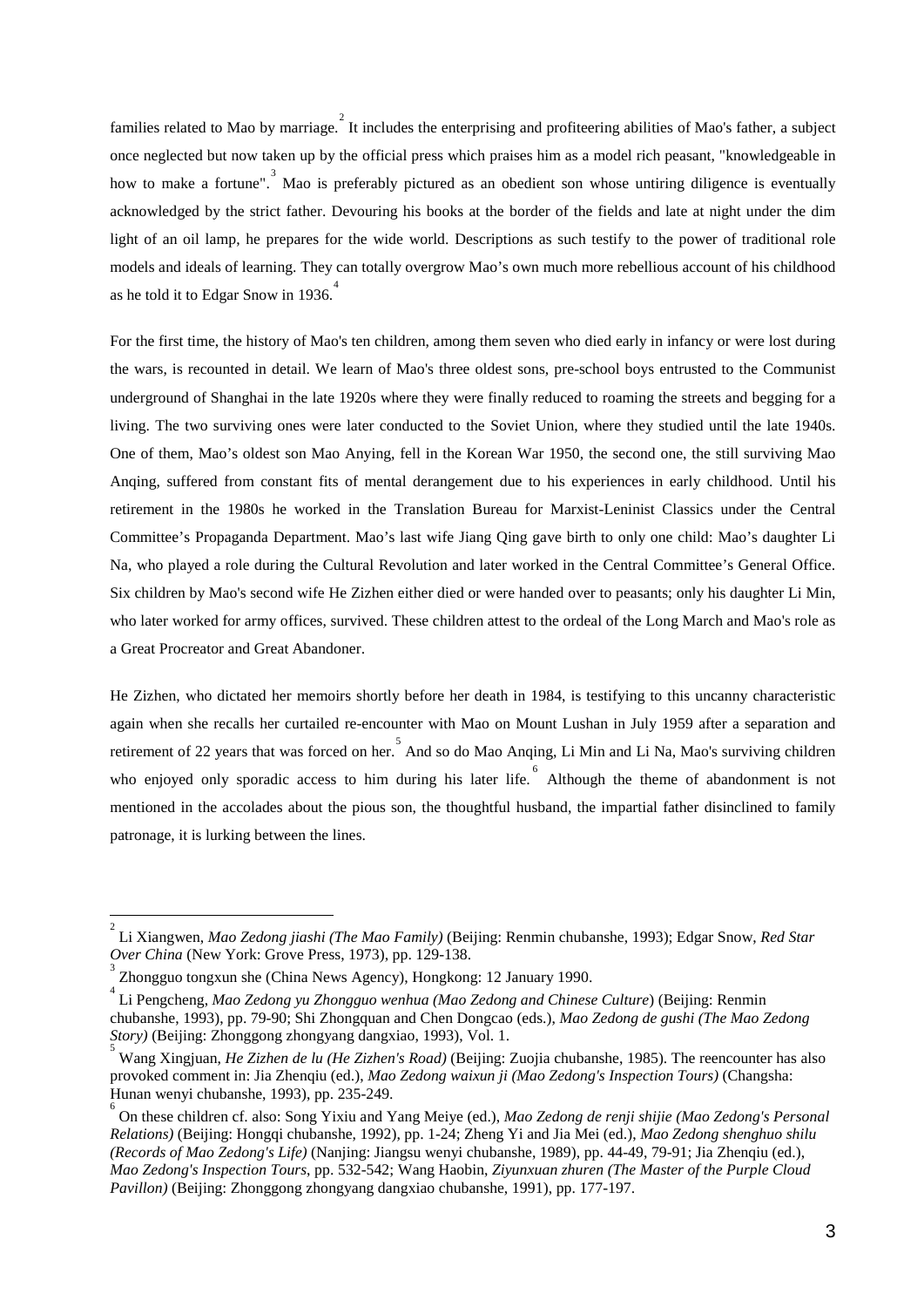families related to Mao by marriage.[2] It includes the enterprising and profiteering abilities of Mao's father, a subject once neglected but now taken up by the official press which praises him as a model rich peasant, "knowledgeable in how to make a fortune".[3] Mao is preferably pictured as an obedient son whose untiring diligence is eventually acknowledged by the strict father. Devouring his books at the border of the fields and late at night under the dim light of an oil lamp, he prepares for the wide world. Descriptions as such testify to the power of traditional role models and ideals of learning. They can totally overgrow Mao's own much more rebellious account of his childhood as he told it to Edgar Snow in 1936.[4]

For the first time, the history of Mao's ten children, among them seven who died early in infancy or were lost during the wars, is recounted in detail. We learn of Mao's three oldest sons, pre-school boys entrusted to the Communist underground of Shanghai in the late 1920s where they were finally reduced to roaming the streets and begging for a living. The two surviving ones were later conducted to the Soviet Union, where they studied until the late 1940s. One of them, Mao's oldest son Mao Anying, fell in the Korean War 1950, the second one, the still surviving Mao Anqing, suffered from constant fits of mental derangement due to his experiences in early childhood. Until his retirement in the 1980s he worked in the Translation Bureau for Marxist-Leninist Classics under the Central Committee's Propaganda Department. Mao's last wife Jiang Qing gave birth to only one child: Mao's daughter Li Na, who played a role during the Cultural Revolution and later worked in the Central Committee's General Office. Six children by Mao's second wife He Zizhen either died or were handed over to peasants; only his daughter Li Min, who later worked for army offices, survived. These children attest to the ordeal of the Long March and Mao's role as a Great Procreator and Great Abandoner.

He Zizhen, who dictated her memoirs shortly before her death in 1984, is testifying to this uncanny characteristic again when she recalls her curtailed re-encounter with Mao on Mount Lushan in July 1959 after a separation and retirement of 22 years that was forced on her.[5] And so do Mao Anqing, Li Min and Li Na, Mao's surviving children who enjoyed only sporadic access to him during his later life.[6] Although the theme of abandonment is not mentioned in the accolades about the pious son, the thoughtful husband, the impartial father disinclined to family patronage, it is lurking between the lines.

---

[2] Li Xiangwen, *Mao Zedong jiashi (The Mao Family)* (Beijing: Renmin chubanshe, 1993); Edgar Snow, *Red Star Over China* (New York: Grove Press, 1973), pp. 129-138.

[3] Zhongguo tongxun she (China News Agency), Hongkong: 12 January 1990.

[4] Li Pengcheng, *Mao Zedong yu Zhongguo wenhua (Mao Zedong and Chinese Culture*) (Beijing: Renmin chubanshe, 1993), pp. 79-90; Shi Zhongquan and Chen Dongcao (eds.), *Mao Zedong de gushi (The Mao Zedong Story)* (Beijing: Zhonggong zhongyang dangxiao, 1993), Vol. 1.

[5] Wang Xingjuan, *He Zizhen de lu (He Zizhen's Road)* (Beijing: Zuojia chubanshe, 1985). The reencounter has also provoked comment in: Jia Zhenqiu (ed.), *Mao Zedong waixun ji (Mao Zedong's Inspection Tours)* (Changsha: Hunan wenyi chubanshe, 1993), pp. 235-249.

[6] On these children cf. also: Song Yixiu and Yang Meiye (ed.), *Mao Zedong de renji shijie (Mao Zedong's Personal Relations)* (Beijing: Hongqi chubanshe, 1992), pp. 1-24; Zheng Yi and Jia Mei (ed.), *Mao Zedong shenghuo shilu (Records of Mao Zedong's Life)* (Nanjing: Jiangsu wenyi chubanshe, 1989), pp. 44-49, 79-91; Jia Zhenqiu (ed.), *Mao Zedong's Inspection Tours*, pp. 532-542; Wang Haobin, *Ziyunxuan zhuren (The Master of the Purple Cloud Pavillon)* (Beijing: Zhonggong zhongyang dangxiao chubanshe, 1991), pp. 177-197.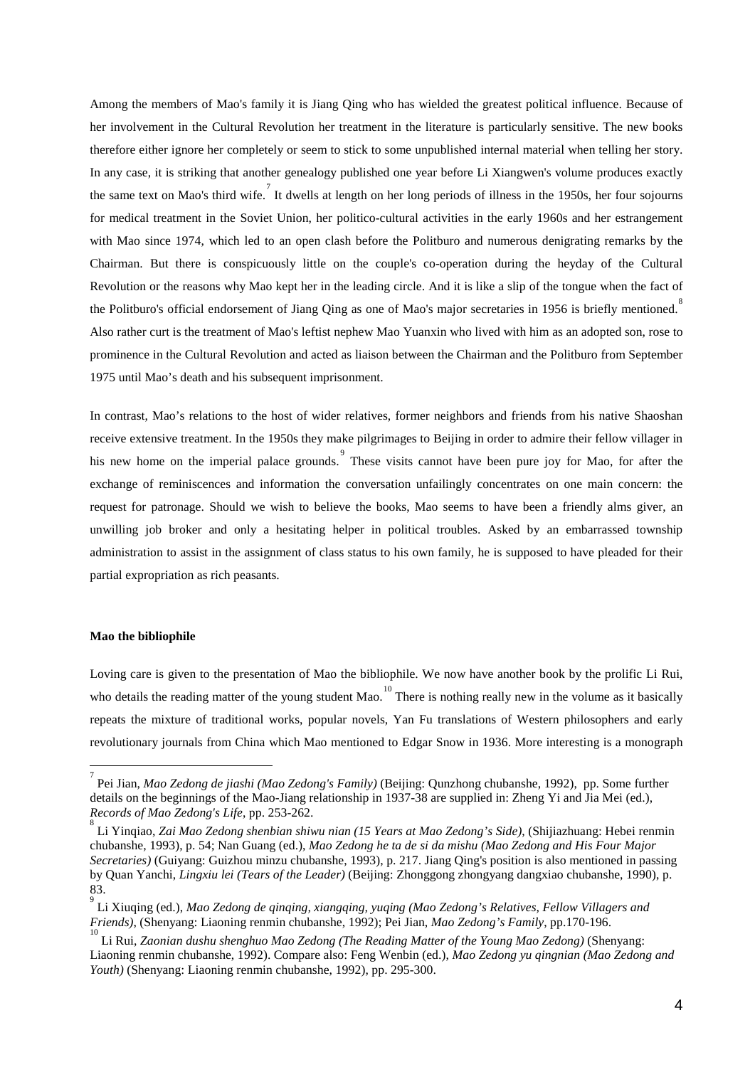Among the members of Mao's family it is Jiang Qing who has wielded the greatest political influence. Because of her involvement in the Cultural Revolution her treatment in the literature is particularly sensitive. The new books therefore either ignore her completely or seem to stick to some unpublished internal material when telling her story. In any case, it is striking that another genealogy published one year before Li Xiangwen's volume produces exactly the same text on Mao's third wife.[7] It dwells at length on her long periods of illness in the 1950s, her four sojourns for medical treatment in the Soviet Union, her politico-cultural activities in the early 1960s and her estrangement with Mao since 1974, which led to an open clash before the Politburo and numerous denigrating remarks by the Chairman. But there is conspicuously little on the couple's co-operation during the heyday of the Cultural Revolution or the reasons why Mao kept her in the leading circle. And it is like a slip of the tongue when the fact of the Politburo's official endorsement of Jiang Qing as one of Mao's major secretaries in 1956 is briefly mentioned.[8] Also rather curt is the treatment of Mao's leftist nephew Mao Yuanxin who lived with him as an adopted son, rose to prominence in the Cultural Revolution and acted as liaison between the Chairman and the Politburo from September 1975 until Mao's death and his subsequent imprisonment.

In contrast, Mao's relations to the host of wider relatives, former neighbors and friends from his native Shaoshan receive extensive treatment. In the 1950s they make pilgrimages to Beijing in order to admire their fellow villager in his new home on the imperial palace grounds.[9] These visits cannot have been pure joy for Mao, for after the exchange of reminiscences and information the conversation unfailingly concentrates on one main concern: the request for patronage. Should we wish to believe the books, Mao seems to have been a friendly alms giver, an unwilling job broker and only a hesitating helper in political troubles. Asked by an embarrassed township administration to assist in the assignment of class status to his own family, he is supposed to have pleaded for their partial expropriation as rich peasants.

**Mao the bibliophile**

Loving care is given to the presentation of Mao the bibliophile. We now have another book by the prolific Li Rui, who details the reading matter of the young student Mao.[10] There is nothing really new in the volume as it basically repeats the mixture of traditional works, popular novels, Yan Fu translations of Western philosophers and early revolutionary journals from China which Mao mentioned to Edgar Snow in 1936. More interesting is a monograph

---

[7] Pei Jian, *Mao Zedong de jiashi (Mao Zedong's Family)* (Beijing: Qunzhong chubanshe, 1992), pp. Some further details on the beginnings of the Mao-Jiang relationship in 1937-38 are supplied in: Zheng Yi and Jia Mei (ed.), *Records of Mao Zedong's Life*, pp. 253-262.

[8] Li Yinqiao, *Zai Mao Zedong shenbian shiwu nian (15 Years at Mao Zedong's Side)*, (Shijiazhuang: Hebei renmin chubanshe, 1993), p. 54; Nan Guang (ed.), *Mao Zedong he ta de si da mishu (Mao Zedong and His Four Major Secretaries)* (Guiyang: Guizhou minzu chubanshe, 1993), p. 217. Jiang Qing's position is also mentioned in passing by Quan Yanchi, *Lingxiu lei (Tears of the Leader)* (Beijing: Zhonggong zhongyang dangxiao chubanshe, 1990), p. 83.

[9] Li Xiuqing (ed.), *Mao Zedong de qinqing, xiangqing, yuqing (Mao Zedong's Relatives, Fellow Villagers and Friends)*, (Shenyang: Liaoning renmin chubanshe, 1992); Pei Jian, *Mao Zedong's Family*, pp.170-196.

[10] Li Rui, *Zaonian dushu shenghuo Mao Zedong (The Reading Matter of the Young Mao Zedong)* (Shenyang: Liaoning renmin chubanshe, 1992). Compare also: Feng Wenbin (ed.), *Mao Zedong yu qingnian (Mao Zedong and Youth)* (Shenyang: Liaoning renmin chubanshe, 1992), pp. 295-300.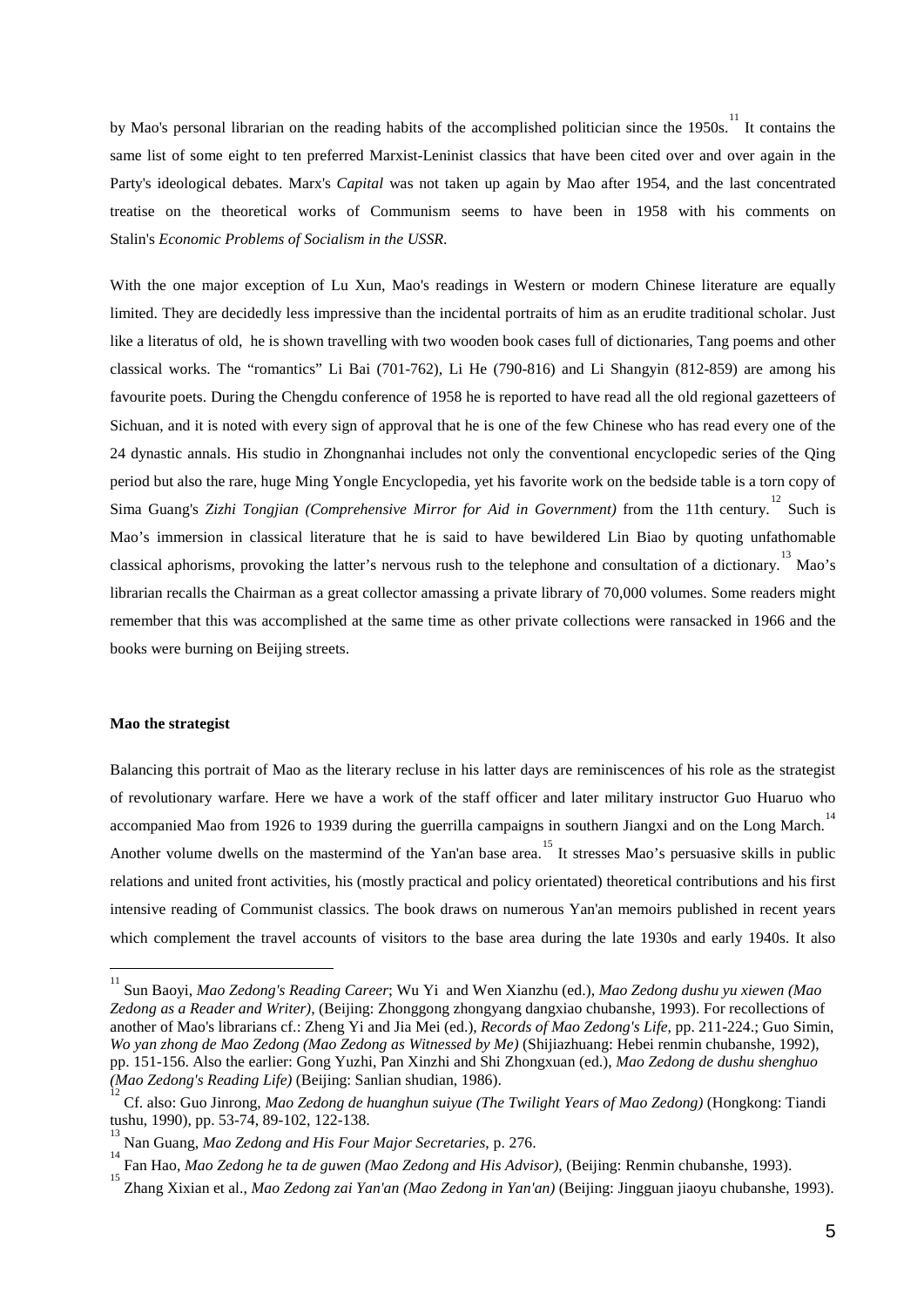by Mao's personal librarian on the reading habits of the accomplished politician since the 1950s.[11] It contains the same list of some eight to ten preferred Marxist-Leninist classics that have been cited over and over again in the Party's ideological debates. Marx's *Capital* was not taken up again by Mao after 1954, and the last concentrated treatise on the theoretical works of Communism seems to have been in 1958 with his comments on Stalin's *Economic Problems of Socialism in the USSR*.

With the one major exception of Lu Xun, Mao's readings in Western or modern Chinese literature are equally limited. They are decidedly less impressive than the incidental portraits of him as an erudite traditional scholar. Just like a literatus of old, he is shown travelling with two wooden book cases full of dictionaries, Tang poems and other classical works. The "romantics" Li Bai (701-762), Li He (790-816) and Li Shangyin (812-859) are among his favourite poets. During the Chengdu conference of 1958 he is reported to have read all the old regional gazetteers of Sichuan, and it is noted with every sign of approval that he is one of the few Chinese who has read every one of the 24 dynastic annals. His studio in Zhongnanhai includes not only the conventional encyclopedic series of the Qing period but also the rare, huge Ming Yongle Encyclopedia, yet his favorite work on the bedside table is a torn copy of Sima Guang's *Zizhi Tongjian (Comprehensive Mirror for Aid in Government)* from the 11th century.[12] Such is Mao's immersion in classical literature that he is said to have bewildered Lin Biao by quoting unfathomable classical aphorisms, provoking the latter's nervous rush to the telephone and consultation of a dictionary.[13] Mao's librarian recalls the Chairman as a great collector amassing a private library of 70,000 volumes. Some readers might remember that this was accomplished at the same time as other private collections were ransacked in 1966 and the books were burning on Beijing streets.

**Mao the strategist**

Balancing this portrait of Mao as the literary recluse in his latter days are reminiscences of his role as the strategist of revolutionary warfare. Here we have a work of the staff officer and later military instructor Guo Huaruo who accompanied Mao from 1926 to 1939 during the guerrilla campaigns in southern Jiangxi and on the Long March.[14] Another volume dwells on the mastermind of the Yan'an base area.[15] It stresses Mao's persuasive skills in public relations and united front activities, his (mostly practical and policy orientated) theoretical contributions and his first intensive reading of Communist classics. The book draws on numerous Yan'an memoirs published in recent years which complement the travel accounts of visitors to the base area during the late 1930s and early 1940s. It also

---

[11] Sun Baoyi, *Mao Zedong's Reading Career*; Wu Yi and Wen Xianzhu (ed.), *Mao Zedong dushu yu xiewen (Mao Zedong as a Reader and Writer)*, (Beijing: Zhonggong zhongyang dangxiao chubanshe, 1993). For recollections of another of Mao's librarians cf.: Zheng Yi and Jia Mei (ed.), *Records of Mao Zedong's Life*, pp. 211-224.; Guo Simin, *Wo yan zhong de Mao Zedong (Mao Zedong as Witnessed by Me)* (Shijiazhuang: Hebei renmin chubanshe, 1992), pp. 151-156. Also the earlier: Gong Yuzhi, Pan Xinzhi and Shi Zhongxuan (ed.), *Mao Zedong de dushu shenghuo (Mao Zedong's Reading Life)* (Beijing: Sanlian shudian, 1986).

[12] Cf. also: Guo Jinrong, *Mao Zedong de huanghun suiyue (The Twilight Years of Mao Zedong)* (Hongkong: Tiandi tushu, 1990), pp. 53-74, 89-102, 122-138.

[13] Nan Guang, *Mao Zedong and His Four Major Secretaries*, p. 276.

[14] Fan Hao, *Mao Zedong he ta de guwen (Mao Zedong and His Advisor)*, (Beijing: Renmin chubanshe, 1993).

[15] Zhang Xixian et al., *Mao Zedong zai Yan'an (Mao Zedong in Yan'an)* (Beijing: Jingguan jiaoyu chubanshe, 1993).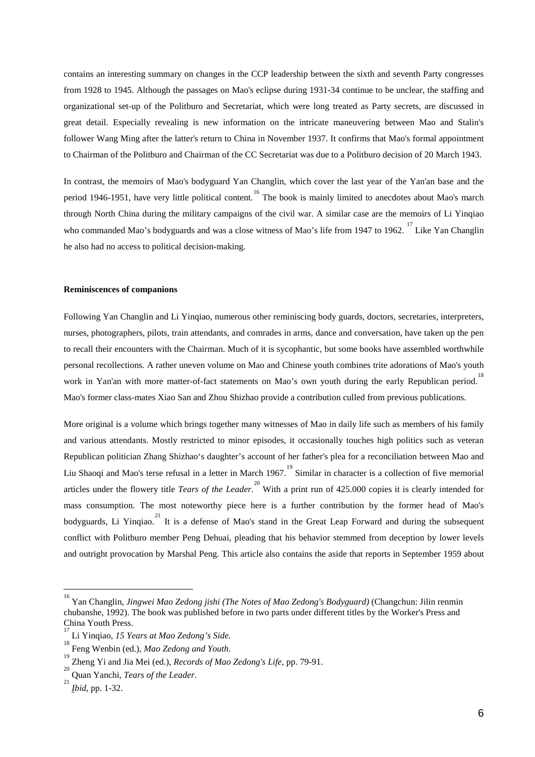contains an interesting summary on changes in the CCP leadership between the sixth and seventh Party congresses from 1928 to 1945. Although the passages on Mao's eclipse during 1931-34 continue to be unclear, the staffing and organizational set-up of the Politburo and Secretariat, which were long treated as Party secrets, are discussed in great detail. Especially revealing is new information on the intricate maneuvering between Mao and Stalin's follower Wang Ming after the latter's return to China in November 1937. It confirms that Mao's formal appointment to Chairman of the Politburo and Chairman of the CC Secretariat was due to a Politburo decision of 20 March 1943.

In contrast, the memoirs of Mao's bodyguard Yan Changlin, which cover the last year of the Yan'an base and the period 1946-1951, have very little political content.[16] The book is mainly limited to anecdotes about Mao's march through North China during the military campaigns of the civil war. A similar case are the memoirs of Li Yinqiao who commanded Mao's bodyguards and was a close witness of Mao's life from 1947 to 1962.[17] Like Yan Changlin he also had no access to political decision-making.

**Reminiscences of companions**

Following Yan Changlin and Li Yinqiao, numerous other reminiscing body guards, doctors, secretaries, interpreters, nurses, photographers, pilots, train attendants, and comrades in arms, dance and conversation, have taken up the pen to recall their encounters with the Chairman. Much of it is sycophantic, but some books have assembled worthwhile personal recollections. A rather uneven volume on Mao and Chinese youth combines trite adorations of Mao's youth work in Yan'an with more matter-of-fact statements on Mao's own youth during the early Republican period.[18] Mao's former class-mates Xiao San and Zhou Shizhao provide a contribution culled from previous publications.

More original is a volume which brings together many witnesses of Mao in daily life such as members of his family and various attendants. Mostly restricted to minor episodes, it occasionally touches high politics such as veteran Republican politician Zhang Shizhao's daughter's account of her father's plea for a reconciliation between Mao and Liu Shaoqi and Mao's terse refusal in a letter in March 1967.[19] Similar in character is a collection of five memorial articles under the flowery title *Tears of the Leader*.[20] With a print run of 425.000 copies it is clearly intended for mass consumption. The most noteworthy piece here is a further contribution by the former head of Mao's bodyguards, Li Yinqiao.[21] It is a defense of Mao's stand in the Great Leap Forward and during the subsequent conflict with Politburo member Peng Dehuai, pleading that his behavior stemmed from deception by lower levels and outright provocation by Marshal Peng. This article also contains the aside that reports in September 1959 about

---

[16] Yan Changlin, *Jingwei Mao Zedong jishi (The Notes of Mao Zedong's Bodyguard)* (Changchun: Jilin renmin chubanshe, 1992). The book was published before in two parts under different titles by the Worker's Press and China Youth Press.

[17] Li Yinqiao, *15 Years at Mao Zedong's Side.*

[18] Feng Wenbin (ed.), *Mao Zedong and Youth*.

[19] Zheng Yi and Jia Mei (ed.), *Records of Mao Zedong's Life*, pp. 79-91.

[20] Quan Yanchi, *Tears of the Leader*.

[21] *Ibid*, pp. 1-32.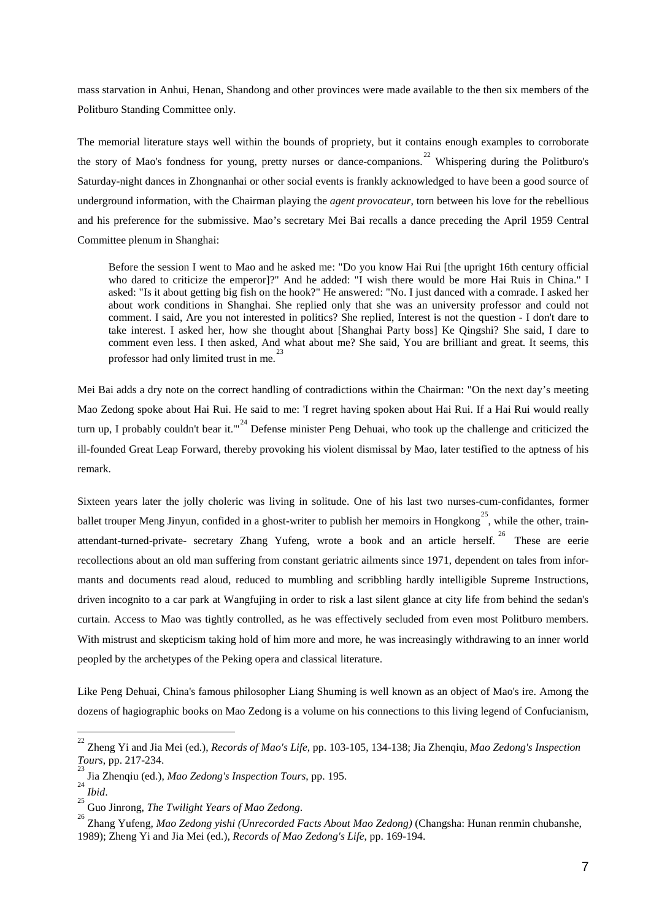mass starvation in Anhui, Henan, Shandong and other provinces were made available to the then six members of the Politburo Standing Committee only.

The memorial literature stays well within the bounds of propriety, but it contains enough examples to corroborate the story of Mao's fondness for young, pretty nurses or dance-companions.[22] Whispering during the Politburo's Saturday-night dances in Zhongnanhai or other social events is frankly acknowledged to have been a good source of underground information, with the Chairman playing the *agent provocateur*, torn between his love for the rebellious and his preference for the submissive. Mao's secretary Mei Bai recalls a dance preceding the April 1959 Central Committee plenum in Shanghai:

> Before the session I went to Mao and he asked me: "Do you know Hai Rui [the upright 16th century official who dared to criticize the emperor]?" And he added: "I wish there would be more Hai Ruis in China." I asked: "Is it about getting big fish on the hook?" He answered: "No. I just danced with a comrade. I asked her about work conditions in Shanghai. She replied only that she was an university professor and could not comment. I said, Are you not interested in politics? She replied, Interest is not the question - I don't dare to take interest. I asked her, how she thought about [Shanghai Party boss] Ke Qingshi? She said, I dare to comment even less. I then asked, And what about me? She said, You are brilliant and great. It seems, this professor had only limited trust in me.[23]

Mei Bai adds a dry note on the correct handling of contradictions within the Chairman: "On the next day's meeting Mao Zedong spoke about Hai Rui. He said to me: 'I regret having spoken about Hai Rui. If a Hai Rui would really turn up, I probably couldn't bear it.'"[24] Defense minister Peng Dehuai, who took up the challenge and criticized the ill-founded Great Leap Forward, thereby provoking his violent dismissal by Mao, later testified to the aptness of his remark.

Sixteen years later the jolly choleric was living in solitude. One of his last two nurses-cum-confidantes, former ballet trouper Meng Jinyun, confided in a ghost-writer to publish her memoirs in Hongkong[25], while the other, train-attendant-turned-private- secretary Zhang Yufeng, wrote a book and an article herself.[26] These are eerie recollections about an old man suffering from constant geriatric ailments since 1971, dependent on tales from informants and documents read aloud, reduced to mumbling and scribbling hardly intelligible Supreme Instructions, driven incognito to a car park at Wangfujing in order to risk a last silent glance at city life from behind the sedan's curtain. Access to Mao was tightly controlled, as he was effectively secluded from even most Politburo members. With mistrust and skepticism taking hold of him more and more, he was increasingly withdrawing to an inner world peopled by the archetypes of the Peking opera and classical literature.

Like Peng Dehuai, China's famous philosopher Liang Shuming is well known as an object of Mao's ire. Among the dozens of hagiographic books on Mao Zedong is a volume on his connections to this living legend of Confucianism,

---

[22] Zheng Yi and Jia Mei (ed.), *Records of Mao's Life*, pp. 103-105, 134-138; Jia Zhenqiu, *Mao Zedong's Inspection Tours*, pp. 217-234.

[23] Jia Zhenqiu (ed.), *Mao Zedong's Inspection Tours*, pp. 195.

[24] *Ibid*.

[25] Guo Jinrong, *The Twilight Years of Mao Zedong*.

[26] Zhang Yufeng, *Mao Zedong yishi (Unrecorded Facts About Mao Zedong)* (Changsha: Hunan renmin chubanshe, 1989); Zheng Yi and Jia Mei (ed.), *Records of Mao Zedong's Life*, pp. 169-194.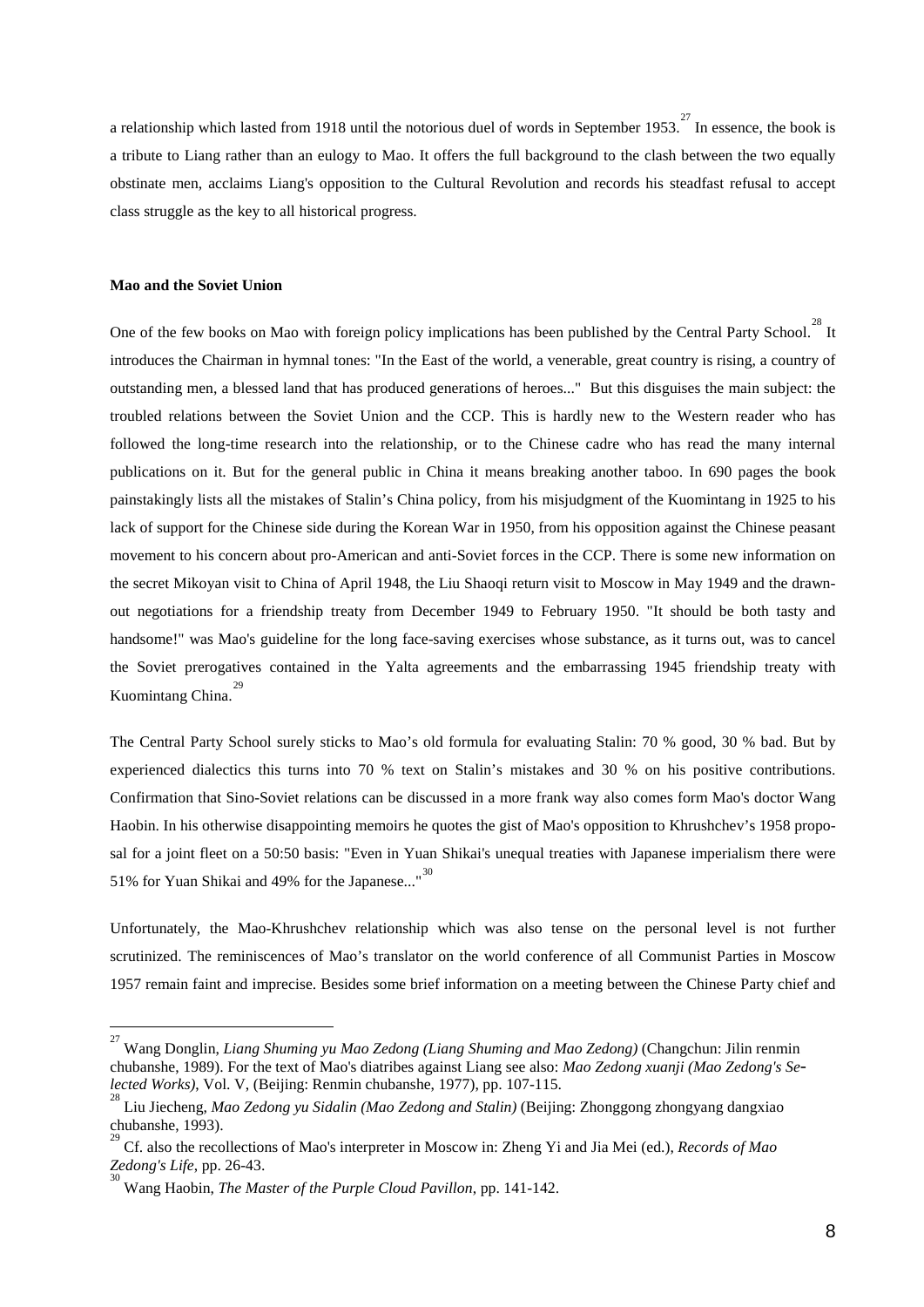a relationship which lasted from 1918 until the notorious duel of words in September 1953.[27] In essence, the book is a tribute to Liang rather than an eulogy to Mao. It offers the full background to the clash between the two equally obstinate men, acclaims Liang's opposition to the Cultural Revolution and records his steadfast refusal to accept class struggle as the key to all historical progress.

**Mao and the Soviet Union**

One of the few books on Mao with foreign policy implications has been published by the Central Party School.[28] It introduces the Chairman in hymnal tones: "In the East of the world, a venerable, great country is rising, a country of outstanding men, a blessed land that has produced generations of heroes..." But this disguises the main subject: the troubled relations between the Soviet Union and the CCP. This is hardly new to the Western reader who has followed the long-time research into the relationship, or to the Chinese cadre who has read the many internal publications on it. But for the general public in China it means breaking another taboo. In 690 pages the book painstakingly lists all the mistakes of Stalin's China policy, from his misjudgment of the Kuomintang in 1925 to his lack of support for the Chinese side during the Korean War in 1950, from his opposition against the Chinese peasant movement to his concern about pro-American and anti-Soviet forces in the CCP. There is some new information on the secret Mikoyan visit to China of April 1948, the Liu Shaoqi return visit to Moscow in May 1949 and the drawn-out negotiations for a friendship treaty from December 1949 to February 1950. "It should be both tasty and handsome!" was Mao's guideline for the long face-saving exercises whose substance, as it turns out, was to cancel the Soviet prerogatives contained in the Yalta agreements and the embarrassing 1945 friendship treaty with Kuomintang China.[29]

The Central Party School surely sticks to Mao's old formula for evaluating Stalin: 70 % good, 30 % bad. But by experienced dialectics this turns into 70 % text on Stalin's mistakes and 30 % on his positive contributions. Confirmation that Sino-Soviet relations can be discussed in a more frank way also comes form Mao's doctor Wang Haobin. In his otherwise disappointing memoirs he quotes the gist of Mao's opposition to Khrushchev's 1958 proposal for a joint fleet on a 50:50 basis: "Even in Yuan Shikai's unequal treaties with Japanese imperialism there were 51% for Yuan Shikai and 49% for the Japanese..."[30]

Unfortunately, the Mao-Khrushchev relationship which was also tense on the personal level is not further scrutinized. The reminiscences of Mao's translator on the world conference of all Communist Parties in Moscow 1957 remain faint and imprecise. Besides some brief information on a meeting between the Chinese Party chief and

---

[27] Wang Donglin, *Liang Shuming yu Mao Zedong (Liang Shuming and Mao Zedong)* (Changchun: Jilin renmin chubanshe, 1989). For the text of Mao's diatribes against Liang see also: *Mao Zedong xuanji (Mao Zedong's Selected Works)*, Vol. V, (Beijing: Renmin chubanshe, 1977), pp. 107-115.

[28] Liu Jiecheng, *Mao Zedong yu Sidalin (Mao Zedong and Stalin)* (Beijing: Zhonggong zhongyang dangxiao chubanshe, 1993).

[29] Cf. also the recollections of Mao's interpreter in Moscow in: Zheng Yi and Jia Mei (ed.), *Records of Mao Zedong's Life*, pp. 26-43.

[30] Wang Haobin, *The Master of the Purple Cloud Pavillon*, pp. 141-142.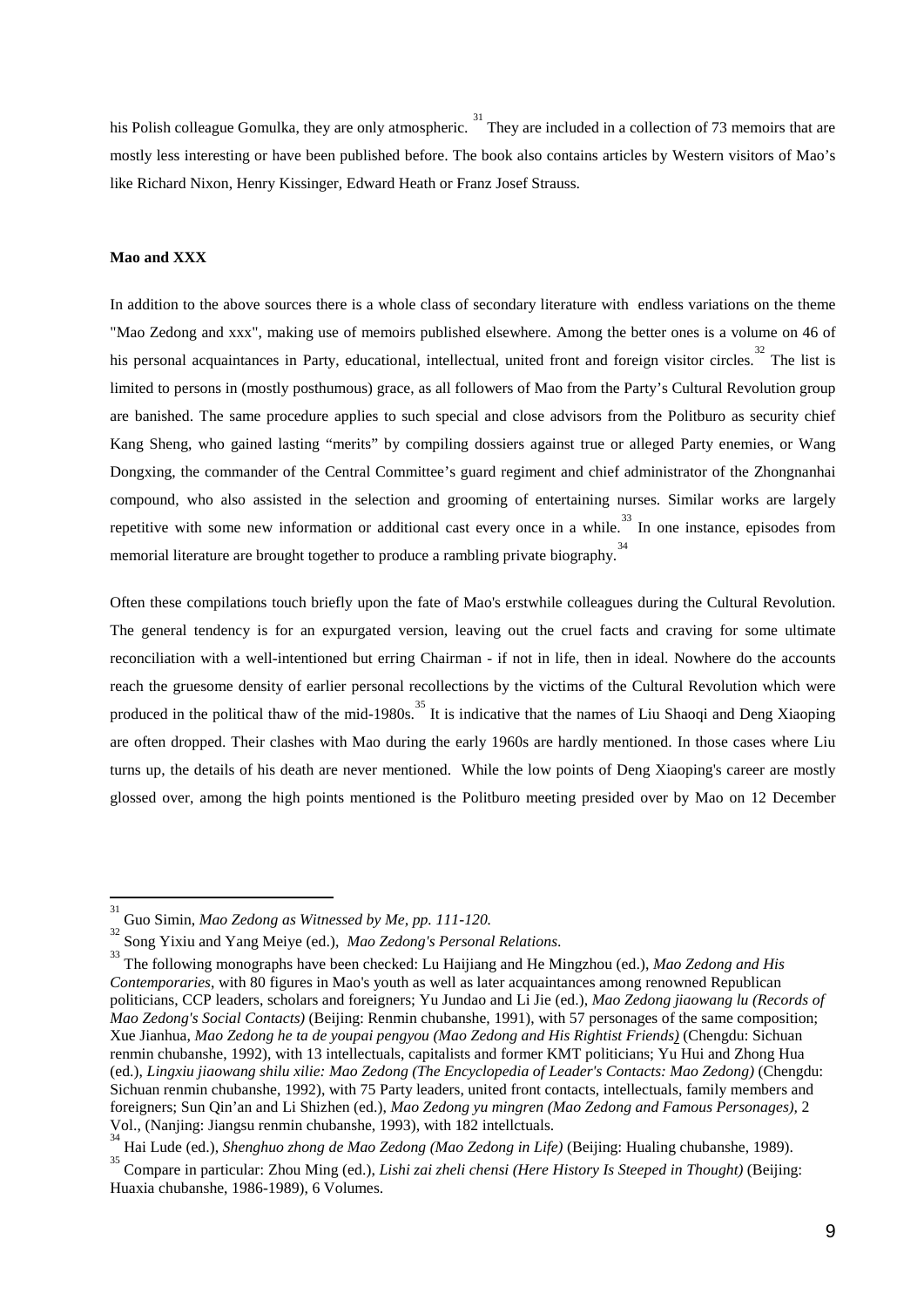his Polish colleague Gomulka, they are only atmospheric.[31] They are included in a collection of 73 memoirs that are mostly less interesting or have been published before. The book also contains articles by Western visitors of Mao's like Richard Nixon, Henry Kissinger, Edward Heath or Franz Josef Strauss.

**Mao and XXX**

In addition to the above sources there is a whole class of secondary literature with endless variations on the theme "Mao Zedong and xxx", making use of memoirs published elsewhere. Among the better ones is a volume on 46 of his personal acquaintances in Party, educational, intellectual, united front and foreign visitor circles.[32] The list is limited to persons in (mostly posthumous) grace, as all followers of Mao from the Party's Cultural Revolution group are banished. The same procedure applies to such special and close advisors from the Politburo as security chief Kang Sheng, who gained lasting "merits" by compiling dossiers against true or alleged Party enemies, or Wang Dongxing, the commander of the Central Committee's guard regiment and chief administrator of the Zhongnanhai compound, who also assisted in the selection and grooming of entertaining nurses. Similar works are largely repetitive with some new information or additional cast every once in a while.[33] In one instance, episodes from memorial literature are brought together to produce a rambling private biography.[34]

Often these compilations touch briefly upon the fate of Mao's erstwhile colleagues during the Cultural Revolution. The general tendency is for an expurgated version, leaving out the cruel facts and craving for some ultimate reconciliation with a well-intentioned but erring Chairman - if not in life, then in ideal. Nowhere do the accounts reach the gruesome density of earlier personal recollections by the victims of the Cultural Revolution which were produced in the political thaw of the mid-1980s.[35] It is indicative that the names of Liu Shaoqi and Deng Xiaoping are often dropped. Their clashes with Mao during the early 1960s are hardly mentioned. In those cases where Liu turns up, the details of his death are never mentioned. While the low points of Deng Xiaoping's career are mostly glossed over, among the high points mentioned is the Politburo meeting presided over by Mao on 12 December

---

[31] Guo Simin, *Mao Zedong as Witnessed by Me, pp. 111-120.*

[32] Song Yixiu and Yang Meiye (ed.), *Mao Zedong's Personal Relations*.

[33] The following monographs have been checked: Lu Haijiang and He Mingzhou (ed.), *Mao Zedong and His Contemporaries*, with 80 figures in Mao's youth as well as later acquaintances among renowned Republican politicians, CCP leaders, scholars and foreigners; Yu Jundao and Li Jie (ed.), *Mao Zedong jiaowang lu (Records of Mao Zedong's Social Contacts)* (Beijing: Renmin chubanshe, 1991), with 57 personages of the same composition; Xue Jianhua, *Mao Zedong he ta de youpai pengyou (Mao Zedong and His Rightist Friends)* (Chengdu: Sichuan renmin chubanshe, 1992), with 13 intellectuals, capitalists and former KMT politicians; Yu Hui and Zhong Hua (ed.), *Lingxiu jiaowang shilu xilie: Mao Zedong (The Encyclopedia of Leader's Contacts: Mao Zedong)* (Chengdu: Sichuan renmin chubanshe, 1992), with 75 Party leaders, united front contacts, intellectuals, family members and foreigners; Sun Qin'an and Li Shizhen (ed.), *Mao Zedong yu mingren (Mao Zedong and Famous Personages)*, 2 Vol., (Nanjing: Jiangsu renmin chubanshe, 1993), with 182 intellctuals.

[34] Hai Lude (ed.), *Shenghuo zhong de Mao Zedong (Mao Zedong in Life)* (Beijing: Hualing chubanshe, 1989).

[35] Compare in particular: Zhou Ming (ed.), *Lishi zai zheli chensi (Here History Is Steeped in Thought)* (Beijing: Huaxia chubanshe, 1986-1989), 6 Volumes.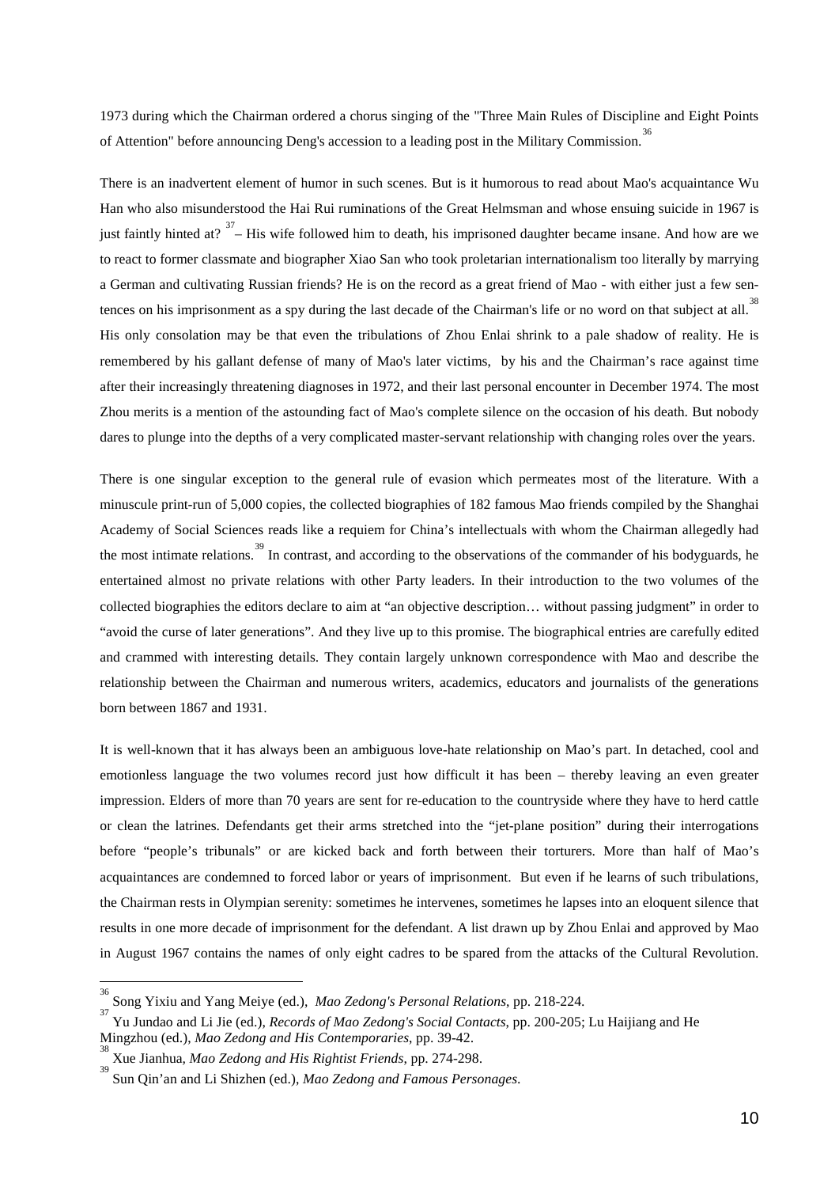1973 during which the Chairman ordered a chorus singing of the "Three Main Rules of Discipline and Eight Points of Attention" before announcing Deng's accession to a leading post in the Military Commission.[36]

There is an inadvertent element of humor in such scenes. But is it humorous to read about Mao's acquaintance Wu Han who also misunderstood the Hai Rui ruminations of the Great Helmsman and whose ensuing suicide in 1967 is just faintly hinted at? [37] – His wife followed him to death, his imprisoned daughter became insane. And how are we to react to former classmate and biographer Xiao San who took proletarian internationalism too literally by marrying a German and cultivating Russian friends? He is on the record as a great friend of Mao - with either just a few sentences on his imprisonment as a spy during the last decade of the Chairman's life or no word on that subject at all.[38] His only consolation may be that even the tribulations of Zhou Enlai shrink to a pale shadow of reality. He is remembered by his gallant defense of many of Mao's later victims, by his and the Chairman's race against time after their increasingly threatening diagnoses in 1972, and their last personal encounter in December 1974. The most Zhou merits is a mention of the astounding fact of Mao's complete silence on the occasion of his death. But nobody dares to plunge into the depths of a very complicated master-servant relationship with changing roles over the years.

There is one singular exception to the general rule of evasion which permeates most of the literature. With a minuscule print-run of 5,000 copies, the collected biographies of 182 famous Mao friends compiled by the Shanghai Academy of Social Sciences reads like a requiem for China's intellectuals with whom the Chairman allegedly had the most intimate relations.[39] In contrast, and according to the observations of the commander of his bodyguards, he entertained almost no private relations with other Party leaders. In their introduction to the two volumes of the collected biographies the editors declare to aim at "an objective description… without passing judgment" in order to "avoid the curse of later generations". And they live up to this promise. The biographical entries are carefully edited and crammed with interesting details. They contain largely unknown correspondence with Mao and describe the relationship between the Chairman and numerous writers, academics, educators and journalists of the generations born between 1867 and 1931.

It is well-known that it has always been an ambiguous love-hate relationship on Mao's part. In detached, cool and emotionless language the two volumes record just how difficult it has been – thereby leaving an even greater impression. Elders of more than 70 years are sent for re-education to the countryside where they have to herd cattle or clean the latrines. Defendants get their arms stretched into the "jet-plane position" during their interrogations before "people's tribunals" or are kicked back and forth between their torturers. More than half of Mao's acquaintances are condemned to forced labor or years of imprisonment. But even if he learns of such tribulations, the Chairman rests in Olympian serenity: sometimes he intervenes, sometimes he lapses into an eloquent silence that results in one more decade of imprisonment for the defendant. A list drawn up by Zhou Enlai and approved by Mao in August 1967 contains the names of only eight cadres to be spared from the attacks of the Cultural Revolution.

---

[36] Song Yixiu and Yang Meiye (ed.), *Mao Zedong's Personal Relations*, pp. 218-224.

[37] Yu Jundao and Li Jie (ed.), *Records of Mao Zedong's Social Contacts*, pp. 200-205; Lu Haijiang and He Mingzhou (ed.), *Mao Zedong and His Contemporaries*, pp. 39-42.

[38] Xue Jianhua, *Mao Zedong and His Rightist Friends*, pp. 274-298.

[39] Sun Qin'an and Li Shizhen (ed.), *Mao Zedong and Famous Personages*.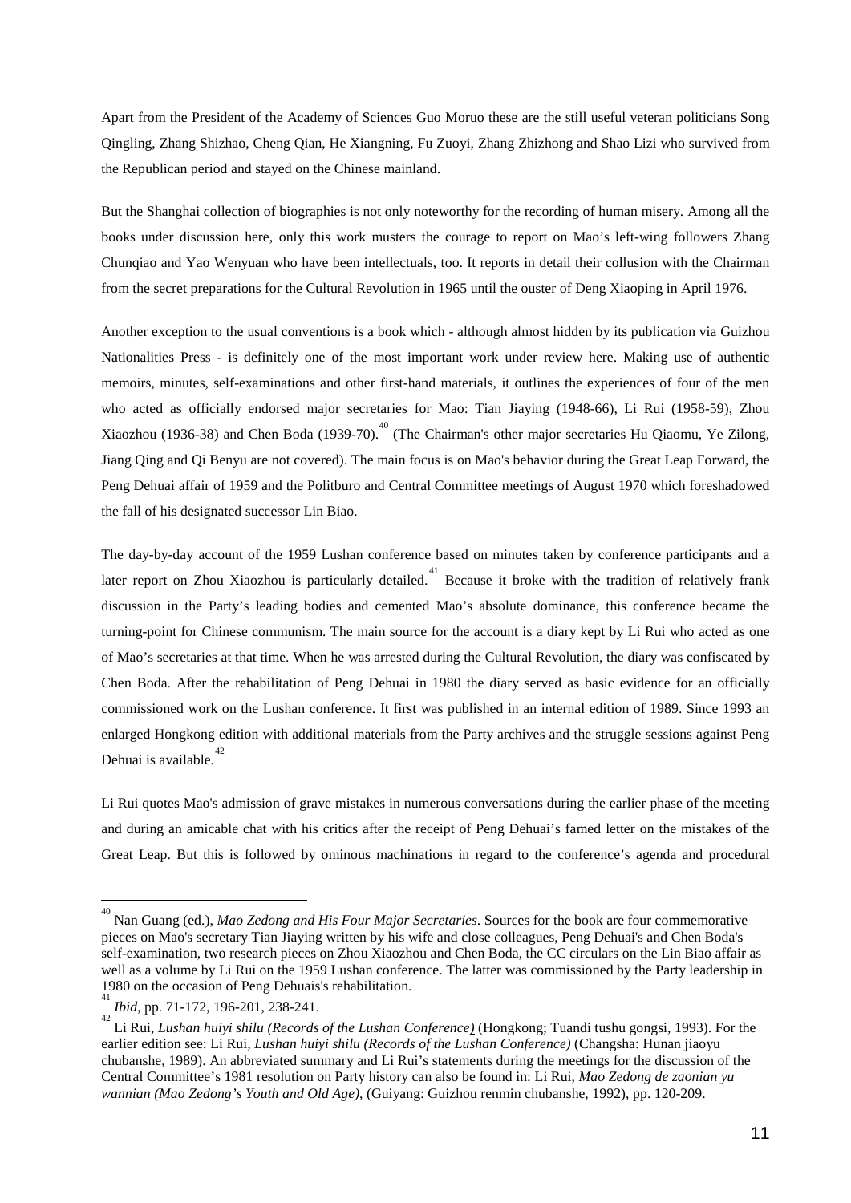Apart from the President of the Academy of Sciences Guo Moruo these are the still useful veteran politicians Song Qingling, Zhang Shizhao, Cheng Qian, He Xiangning, Fu Zuoyi, Zhang Zhizhong and Shao Lizi who survived from the Republican period and stayed on the Chinese mainland.

But the Shanghai collection of biographies is not only noteworthy for the recording of human misery. Among all the books under discussion here, only this work musters the courage to report on Mao's left-wing followers Zhang Chunqiao and Yao Wenyuan who have been intellectuals, too. It reports in detail their collusion with the Chairman from the secret preparations for the Cultural Revolution in 1965 until the ouster of Deng Xiaoping in April 1976.

Another exception to the usual conventions is a book which - although almost hidden by its publication via Guizhou Nationalities Press - is definitely one of the most important work under review here. Making use of authentic memoirs, minutes, self-examinations and other first-hand materials, it outlines the experiences of four of the men who acted as officially endorsed major secretaries for Mao: Tian Jiaying (1948-66), Li Rui (1958-59), Zhou Xiaozhou (1936-38) and Chen Boda (1939-70).[40] (The Chairman's other major secretaries Hu Qiaomu, Ye Zilong, Jiang Qing and Qi Benyu are not covered). The main focus is on Mao's behavior during the Great Leap Forward, the Peng Dehuai affair of 1959 and the Politburo and Central Committee meetings of August 1970 which foreshadowed the fall of his designated successor Lin Biao.

The day-by-day account of the 1959 Lushan conference based on minutes taken by conference participants and a later report on Zhou Xiaozhou is particularly detailed.[41] Because it broke with the tradition of relatively frank discussion in the Party's leading bodies and cemented Mao's absolute dominance, this conference became the turning-point for Chinese communism. The main source for the account is a diary kept by Li Rui who acted as one of Mao's secretaries at that time. When he was arrested during the Cultural Revolution, the diary was confiscated by Chen Boda. After the rehabilitation of Peng Dehuai in 1980 the diary served as basic evidence for an officially commissioned work on the Lushan conference. It first was published in an internal edition of 1989. Since 1993 an enlarged Hongkong edition with additional materials from the Party archives and the struggle sessions against Peng Dehuai is available.[42]

Li Rui quotes Mao's admission of grave mistakes in numerous conversations during the earlier phase of the meeting and during an amicable chat with his critics after the receipt of Peng Dehuai's famed letter on the mistakes of the Great Leap. But this is followed by ominous machinations in regard to the conference's agenda and procedural

---

[40] Nan Guang (ed.), *Mao Zedong and His Four Major Secretaries*. Sources for the book are four commemorative pieces on Mao's secretary Tian Jiaying written by his wife and close colleagues, Peng Dehuai's and Chen Boda's self-examination, two research pieces on Zhou Xiaozhou and Chen Boda, the CC circulars on the Lin Biao affair as well as a volume by Li Rui on the 1959 Lushan conference. The latter was commissioned by the Party leadership in 1980 on the occasion of Peng Dehuais's rehabilitation.

[41] *Ibid*, pp. 71-172, 196-201, 238-241.

[42] Li Rui, *Lushan huiyi shilu (Records of the Lushan Conference)* (Hongkong; Tuandi tushu gongsi, 1993). For the earlier edition see: Li Rui, *Lushan huiyi shilu (Records of the Lushan Conference)* (Changsha: Hunan jiaoyu chubanshe, 1989). An abbreviated summary and Li Rui's statements during the meetings for the discussion of the Central Committee's 1981 resolution on Party history can also be found in: Li Rui, *Mao Zedong de zaonian yu wannian (Mao Zedong's Youth and Old Age)*, (Guiyang: Guizhou renmin chubanshe, 1992), pp. 120-209.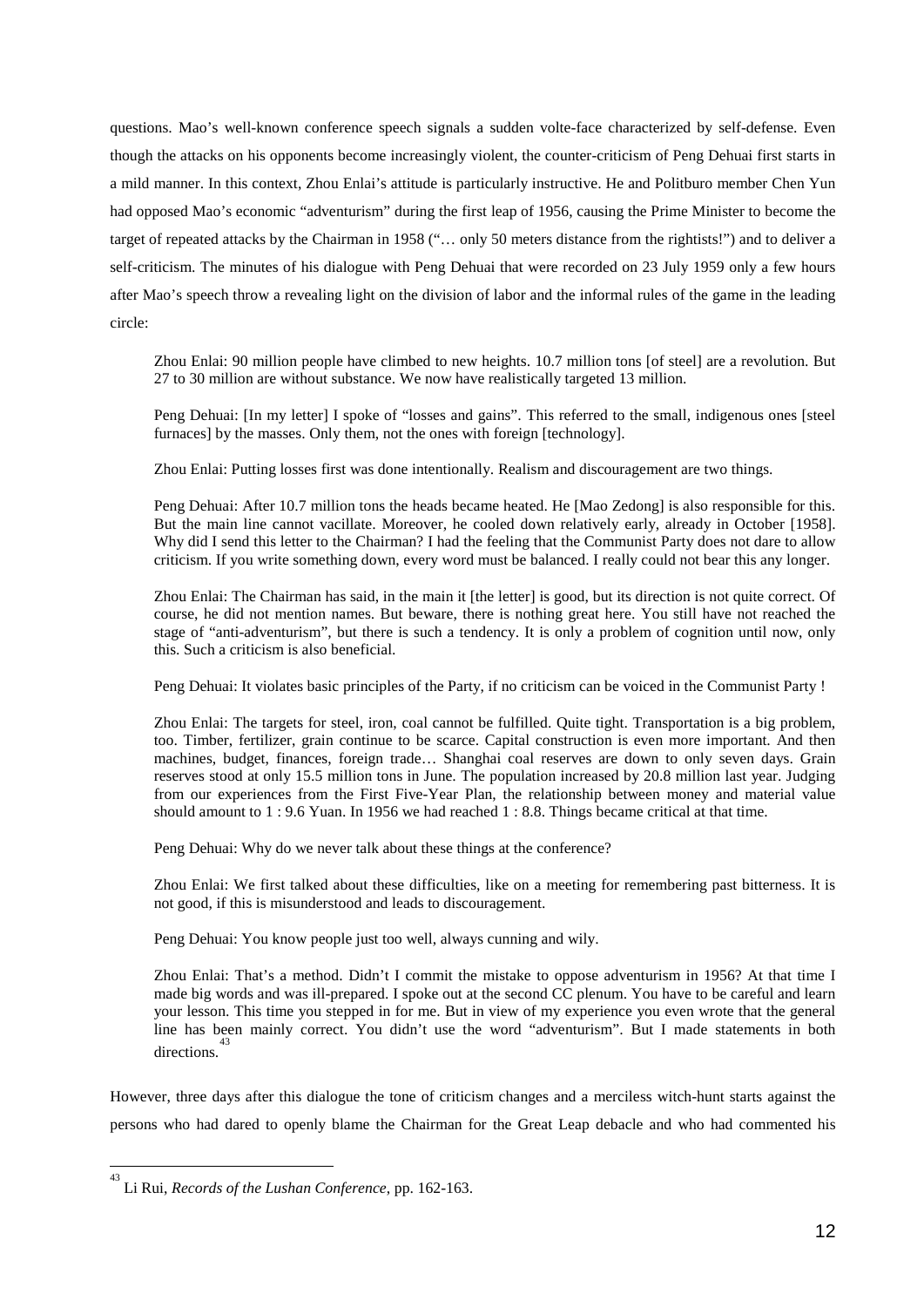questions. Mao's well-known conference speech signals a sudden volte-face characterized by self-defense. Even though the attacks on his opponents become increasingly violent, the counter-criticism of Peng Dehuai first starts in a mild manner. In this context, Zhou Enlai's attitude is particularly instructive. He and Politburo member Chen Yun had opposed Mao's economic "adventurism" during the first leap of 1956, causing the Prime Minister to become the target of repeated attacks by the Chairman in 1958 ("… only 50 meters distance from the rightists!") and to deliver a self-criticism. The minutes of his dialogue with Peng Dehuai that were recorded on 23 July 1959 only a few hours after Mao's speech throw a revealing light on the division of labor and the informal rules of the game in the leading circle:

> Zhou Enlai: 90 million people have climbed to new heights. 10.7 million tons [of steel] are a revolution. But 27 to 30 million are without substance. We now have realistically targeted 13 million.
>
> Peng Dehuai: [In my letter] I spoke of "losses and gains". This referred to the small, indigenous ones [steel furnaces] by the masses. Only them, not the ones with foreign [technology].
>
> Zhou Enlai: Putting losses first was done intentionally. Realism and discouragement are two things.
>
> Peng Dehuai: After 10.7 million tons the heads became heated. He [Mao Zedong] is also responsible for this. But the main line cannot vacillate. Moreover, he cooled down relatively early, already in October [1958]. Why did I send this letter to the Chairman? I had the feeling that the Communist Party does not dare to allow criticism. If you write something down, every word must be balanced. I really could not bear this any longer.
>
> Zhou Enlai: The Chairman has said, in the main it [the letter] is good, but its direction is not quite correct. Of course, he did not mention names. But beware, there is nothing great here. You still have not reached the stage of "anti-adventurism", but there is such a tendency. It is only a problem of cognition until now, only this. Such a criticism is also beneficial.
>
> Peng Dehuai: It violates basic principles of the Party, if no criticism can be voiced in the Communist Party !
>
> Zhou Enlai: The targets for steel, iron, coal cannot be fulfilled. Quite tight. Transportation is a big problem, too. Timber, fertilizer, grain continue to be scarce. Capital construction is even more important. And then machines, budget, finances, foreign trade… Shanghai coal reserves are down to only seven days. Grain reserves stood at only 15.5 million tons in June. The population increased by 20.8 million last year. Judging from our experiences from the First Five-Year Plan, the relationship between money and material value should amount to 1 : 9.6 Yuan. In 1956 we had reached 1 : 8.8. Things became critical at that time.
>
> Peng Dehuai: Why do we never talk about these things at the conference?
>
> Zhou Enlai: We first talked about these difficulties, like on a meeting for remembering past bitterness. It is not good, if this is misunderstood and leads to discouragement.
>
> Peng Dehuai: You know people just too well, always cunning and wily.
>
> Zhou Enlai: That's a method. Didn't I commit the mistake to oppose adventurism in 1956? At that time I made big words and was ill-prepared. I spoke out at the second CC plenum. You have to be careful and learn your lesson. This time you stepped in for me. But in view of my experience you even wrote that the general line has been mainly correct. You didn't use the word "adventurism". But I made statements in both directions.[43]

However, three days after this dialogue the tone of criticism changes and a merciless witch-hunt starts against the persons who had dared to openly blame the Chairman for the Great Leap debacle and who had commented his

---

[43] Li Rui, *Records of the Lushan Conference*, pp. 162-163.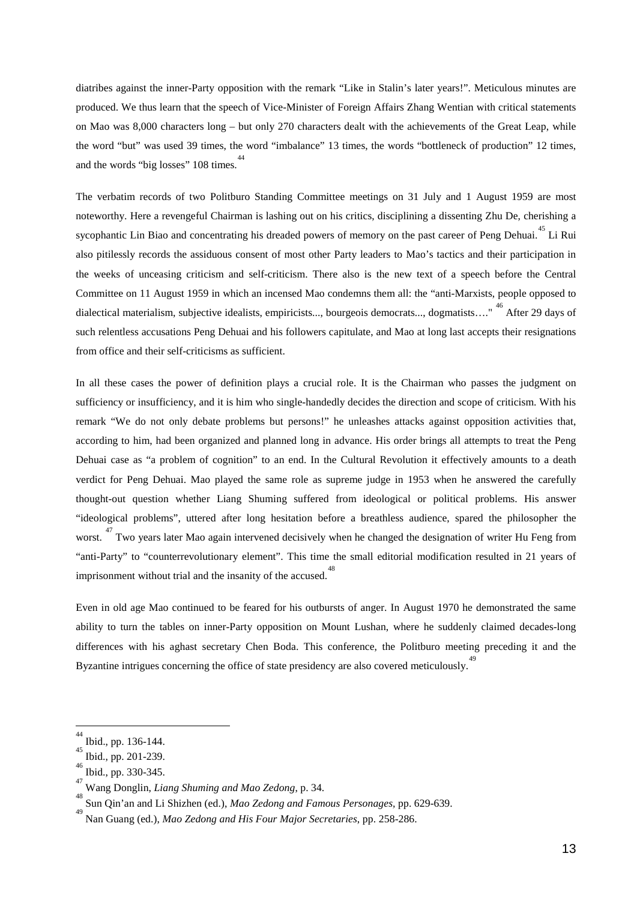diatribes against the inner-Party opposition with the remark "Like in Stalin's later years!". Meticulous minutes are produced. We thus learn that the speech of Vice-Minister of Foreign Affairs Zhang Wentian with critical statements on Mao was 8,000 characters long – but only 270 characters dealt with the achievements of the Great Leap, while the word "but" was used 39 times, the word "imbalance" 13 times, the words "bottleneck of production" 12 times, and the words "big losses" 108 times.[44]

The verbatim records of two Politburo Standing Committee meetings on 31 July and 1 August 1959 are most noteworthy. Here a revengeful Chairman is lashing out on his critics, disciplining a dissenting Zhu De, cherishing a sycophantic Lin Biao and concentrating his dreaded powers of memory on the past career of Peng Dehuai.[45] Li Rui also pitilessly records the assiduous consent of most other Party leaders to Mao's tactics and their participation in the weeks of unceasing criticism and self-criticism. There also is the new text of a speech before the Central Committee on 11 August 1959 in which an incensed Mao condemns them all: the "anti-Marxists, people opposed to dialectical materialism, subjective idealists, empiricists..., bourgeois democrats..., dogmatists…."[46] After 29 days of such relentless accusations Peng Dehuai and his followers capitulate, and Mao at long last accepts their resignations from office and their self-criticisms as sufficient.

In all these cases the power of definition plays a crucial role. It is the Chairman who passes the judgment on sufficiency or insufficiency, and it is him who single-handedly decides the direction and scope of criticism. With his remark "We do not only debate problems but persons!" he unleashes attacks against opposition activities that, according to him, had been organized and planned long in advance. His order brings all attempts to treat the Peng Dehuai case as "a problem of cognition" to an end. In the Cultural Revolution it effectively amounts to a death verdict for Peng Dehuai. Mao played the same role as supreme judge in 1953 when he answered the carefully thought-out question whether Liang Shuming suffered from ideological or political problems. His answer "ideological problems", uttered after long hesitation before a breathless audience, spared the philosopher the worst.[47] Two years later Mao again intervened decisively when he changed the designation of writer Hu Feng from "anti-Party" to "counterrevolutionary element". This time the small editorial modification resulted in 21 years of imprisonment without trial and the insanity of the accused.[48]

Even in old age Mao continued to be feared for his outbursts of anger. In August 1970 he demonstrated the same ability to turn the tables on inner-Party opposition on Mount Lushan, where he suddenly claimed decades-long differences with his aghast secretary Chen Boda. This conference, the Politburo meeting preceding it and the Byzantine intrigues concerning the office of state presidency are also covered meticulously.[49]

---

[44] Ibid., pp. 136-144.

[45] Ibid., pp. 201-239.

[46] Ibid., pp. 330-345.

[47] Wang Donglin, *Liang Shuming and Mao Zedong*, p. 34.

[48] Sun Qin'an and Li Shizhen (ed.), *Mao Zedong and Famous Personages*, pp. 629-639.

[49] Nan Guang (ed.), *Mao Zedong and His Four Major Secretaries*, pp. 258-286.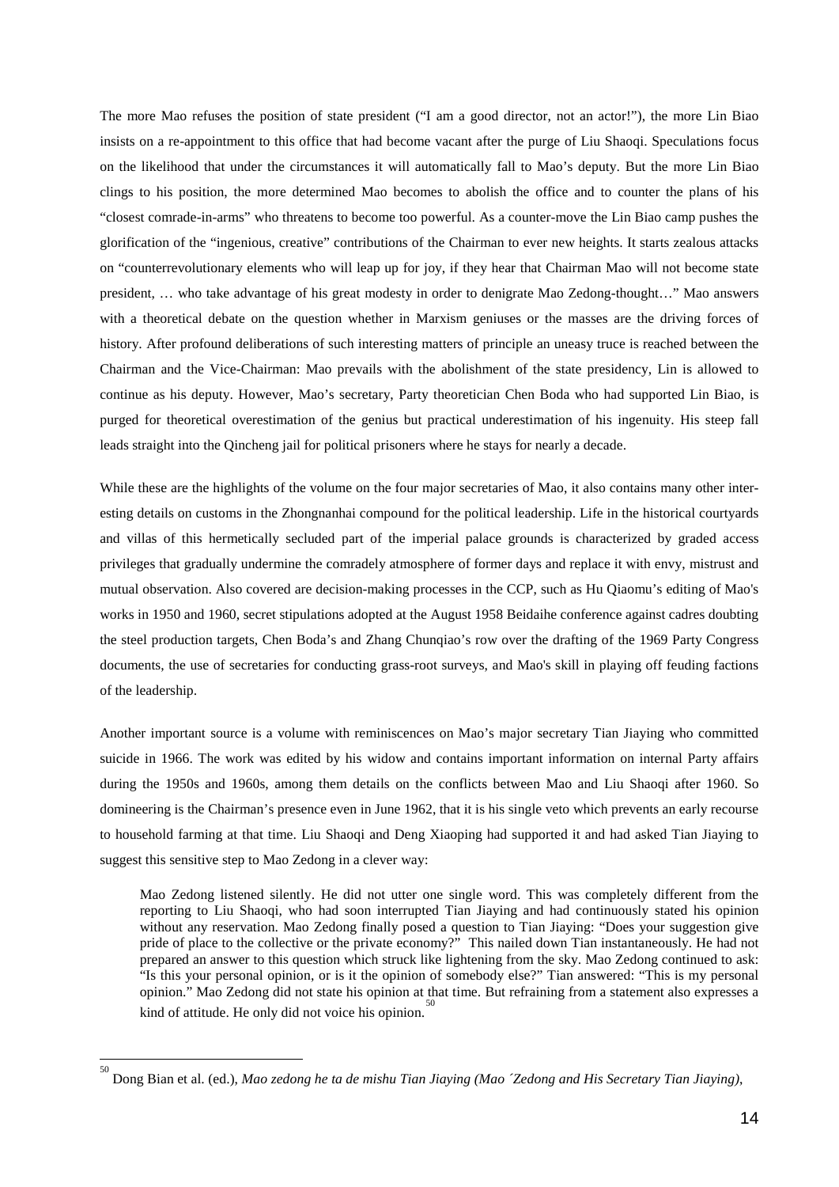The more Mao refuses the position of state president ("I am a good director, not an actor!"), the more Lin Biao insists on a re-appointment to this office that had become vacant after the purge of Liu Shaoqi. Speculations focus on the likelihood that under the circumstances it will automatically fall to Mao's deputy. But the more Lin Biao clings to his position, the more determined Mao becomes to abolish the office and to counter the plans of his "closest comrade-in-arms" who threatens to become too powerful. As a counter-move the Lin Biao camp pushes the glorification of the "ingenious, creative" contributions of the Chairman to ever new heights. It starts zealous attacks on "counterrevolutionary elements who will leap up for joy, if they hear that Chairman Mao will not become state president, … who take advantage of his great modesty in order to denigrate Mao Zedong-thought…" Mao answers with a theoretical debate on the question whether in Marxism geniuses or the masses are the driving forces of history. After profound deliberations of such interesting matters of principle an uneasy truce is reached between the Chairman and the Vice-Chairman: Mao prevails with the abolishment of the state presidency, Lin is allowed to continue as his deputy. However, Mao's secretary, Party theoretician Chen Boda who had supported Lin Biao, is purged for theoretical overestimation of the genius but practical underestimation of his ingenuity. His steep fall leads straight into the Qincheng jail for political prisoners where he stays for nearly a decade.

While these are the highlights of the volume on the four major secretaries of Mao, it also contains many other interesting details on customs in the Zhongnanhai compound for the political leadership. Life in the historical courtyards and villas of this hermetically secluded part of the imperial palace grounds is characterized by graded access privileges that gradually undermine the comradely atmosphere of former days and replace it with envy, mistrust and mutual observation. Also covered are decision-making processes in the CCP, such as Hu Qiaomu's editing of Mao's works in 1950 and 1960, secret stipulations adopted at the August 1958 Beidaihe conference against cadres doubting the steel production targets, Chen Boda's and Zhang Chunqiao's row over the drafting of the 1969 Party Congress documents, the use of secretaries for conducting grass-root surveys, and Mao's skill in playing off feuding factions of the leadership.

Another important source is a volume with reminiscences on Mao's major secretary Tian Jiaying who committed suicide in 1966. The work was edited by his widow and contains important information on internal Party affairs during the 1950s and 1960s, among them details on the conflicts between Mao and Liu Shaoqi after 1960. So domineering is the Chairman's presence even in June 1962, that it is his single veto which prevents an early recourse to household farming at that time. Liu Shaoqi and Deng Xiaoping had supported it and had asked Tian Jiaying to suggest this sensitive step to Mao Zedong in a clever way:

> Mao Zedong listened silently. He did not utter one single word. This was completely different from the reporting to Liu Shaoqi, who had soon interrupted Tian Jiaying and had continuously stated his opinion without any reservation. Mao Zedong finally posed a question to Tian Jiaying: "Does your suggestion give pride of place to the collective or the private economy?" This nailed down Tian instantaneously. He had not prepared an answer to this question which struck like lightening from the sky. Mao Zedong continued to ask: "Is this your personal opinion, or is it the opinion of somebody else?" Tian answered: "This is my personal opinion." Mao Zedong did not state his opinion at that time. But refraining from a statement also expresses a kind of attitude. He only did not voice his opinion.[50]

---

[50] Dong Bian et al. (ed.), *Mao zedong he ta de mishu Tian Jiaying (Mao ´Zedong and His Secretary Tian Jiaying)*,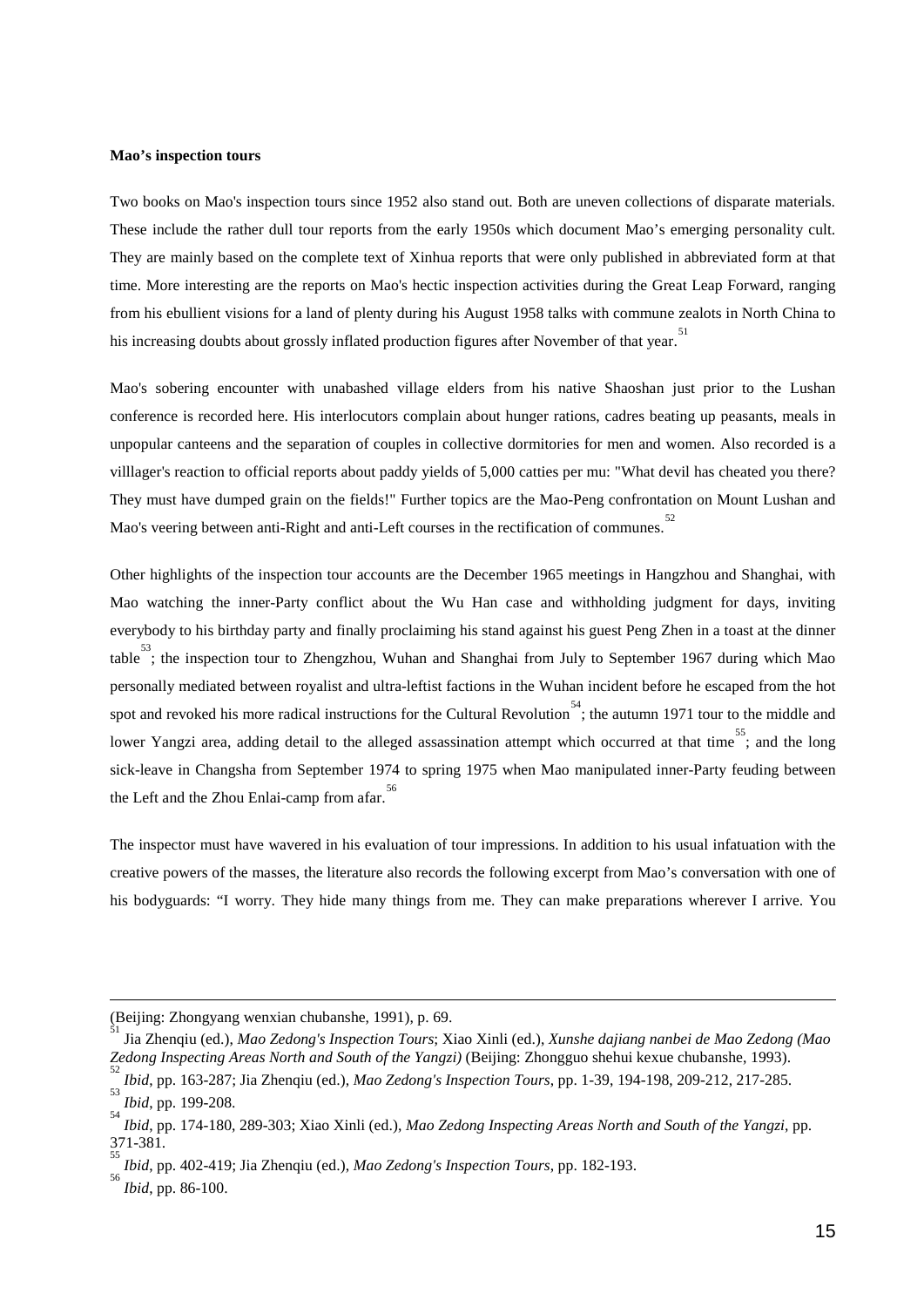**Mao's inspection tours**

Two books on Mao's inspection tours since 1952 also stand out. Both are uneven collections of disparate materials. These include the rather dull tour reports from the early 1950s which document Mao's emerging personality cult. They are mainly based on the complete text of Xinhua reports that were only published in abbreviated form at that time. More interesting are the reports on Mao's hectic inspection activities during the Great Leap Forward, ranging from his ebullient visions for a land of plenty during his August 1958 talks with commune zealots in North China to his increasing doubts about grossly inflated production figures after November of that year.[51]

Mao's sobering encounter with unabashed village elders from his native Shaoshan just prior to the Lushan conference is recorded here. His interlocutors complain about hunger rations, cadres beating up peasants, meals in unpopular canteens and the separation of couples in collective dormitories for men and women. Also recorded is a villlager's reaction to official reports about paddy yields of 5,000 catties per mu: "What devil has cheated you there? They must have dumped grain on the fields!" Further topics are the Mao-Peng confrontation on Mount Lushan and Mao's veering between anti-Right and anti-Left courses in the rectification of communes.[52]

Other highlights of the inspection tour accounts are the December 1965 meetings in Hangzhou and Shanghai, with Mao watching the inner-Party conflict about the Wu Han case and withholding judgment for days, inviting everybody to his birthday party and finally proclaiming his stand against his guest Peng Zhen in a toast at the dinner table[53]; the inspection tour to Zhengzhou, Wuhan and Shanghai from July to September 1967 during which Mao personally mediated between royalist and ultra-leftist factions in the Wuhan incident before he escaped from the hot spot and revoked his more radical instructions for the Cultural Revolution[54]; the autumn 1971 tour to the middle and lower Yangzi area, adding detail to the alleged assassination attempt which occurred at that time[55]; and the long sick-leave in Changsha from September 1974 to spring 1975 when Mao manipulated inner-Party feuding between the Left and the Zhou Enlai-camp from afar.[56]

The inspector must have wavered in his evaluation of tour impressions. In addition to his usual infatuation with the creative powers of the masses, the literature also records the following excerpt from Mao's conversation with one of his bodyguards: "I worry. They hide many things from me. They can make preparations wherever I arrive. You

---

(Beijing: Zhongyang wenxian chubanshe, 1991), p. 69.

[51] Jia Zhenqiu (ed.), *Mao Zedong's Inspection Tours*; Xiao Xinli (ed.), *Xunshe dajiang nanbei de Mao Zedong (Mao Zedong Inspecting Areas North and South of the Yangzi)* (Beijing: Zhongguo shehui kexue chubanshe, 1993).

[52] *Ibid*, pp. 163-287; Jia Zhenqiu (ed.), *Mao Zedong's Inspection Tours*, pp. 1-39, 194-198, 209-212, 217-285.

[53] *Ibid*, pp. 199-208.

[54] *Ibid*, pp. 174-180, 289-303; Xiao Xinli (ed.), *Mao Zedong Inspecting Areas North and South of the Yangzi*, pp. 371-381.

[55] *Ibid*, pp. 402-419; Jia Zhenqiu (ed.), *Mao Zedong's Inspection Tours*, pp. 182-193.

[56] *Ibid*, pp. 86-100.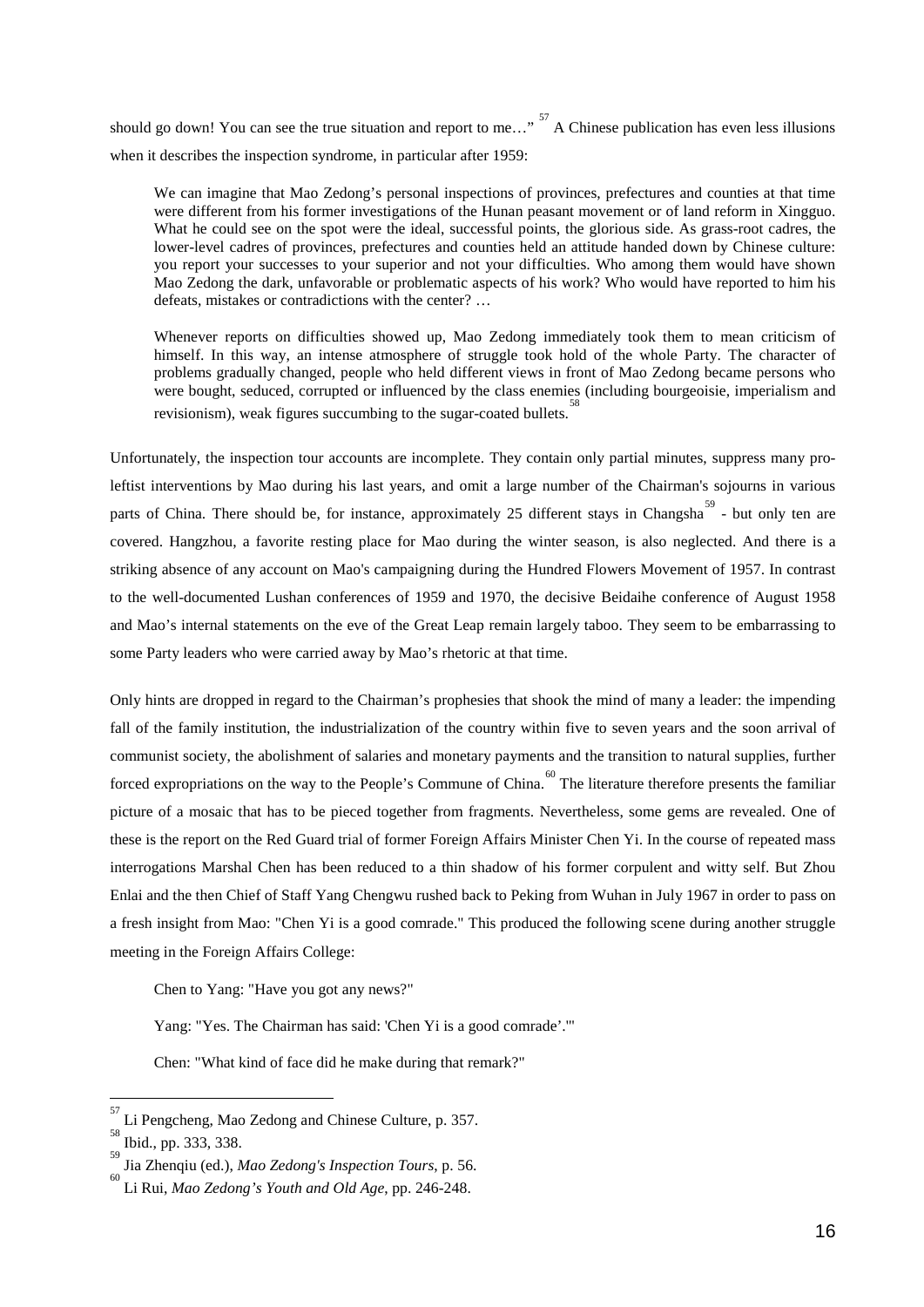should go down! You can see the true situation and report to me…" [57] A Chinese publication has even less illusions when it describes the inspection syndrome, in particular after 1959:

> We can imagine that Mao Zedong's personal inspections of provinces, prefectures and counties at that time were different from his former investigations of the Hunan peasant movement or of land reform in Xingguo. What he could see on the spot were the ideal, successful points, the glorious side. As grass-root cadres, the lower-level cadres of provinces, prefectures and counties held an attitude handed down by Chinese culture: you report your successes to your superior and not your difficulties. Who among them would have shown Mao Zedong the dark, unfavorable or problematic aspects of his work? Who would have reported to him his defeats, mistakes or contradictions with the center? …
>
> Whenever reports on difficulties showed up, Mao Zedong immediately took them to mean criticism of himself. In this way, an intense atmosphere of struggle took hold of the whole Party. The character of problems gradually changed, people who held different views in front of Mao Zedong became persons who were bought, seduced, corrupted or influenced by the class enemies (including bourgeoisie, imperialism and revisionism), weak figures succumbing to the sugar-coated bullets. [58]

Unfortunately, the inspection tour accounts are incomplete. They contain only partial minutes, suppress many pro-leftist interventions by Mao during his last years, and omit a large number of the Chairman's sojourns in various parts of China. There should be, for instance, approximately 25 different stays in Changsha [59] - but only ten are covered. Hangzhou, a favorite resting place for Mao during the winter season, is also neglected. And there is a striking absence of any account on Mao's campaigning during the Hundred Flowers Movement of 1957. In contrast to the well-documented Lushan conferences of 1959 and 1970, the decisive Beidaihe conference of August 1958 and Mao's internal statements on the eve of the Great Leap remain largely taboo. They seem to be embarrassing to some Party leaders who were carried away by Mao's rhetoric at that time.

Only hints are dropped in regard to the Chairman's prophesies that shook the mind of many a leader: the impending fall of the family institution, the industrialization of the country within five to seven years and the soon arrival of communist society, the abolishment of salaries and monetary payments and the transition to natural supplies, further forced expropriations on the way to the People's Commune of China. [60] The literature therefore presents the familiar picture of a mosaic that has to be pieced together from fragments. Nevertheless, some gems are revealed. One of these is the report on the Red Guard trial of former Foreign Affairs Minister Chen Yi. In the course of repeated mass interrogations Marshal Chen has been reduced to a thin shadow of his former corpulent and witty self. But Zhou Enlai and the then Chief of Staff Yang Chengwu rushed back to Peking from Wuhan in July 1967 in order to pass on a fresh insight from Mao: "Chen Yi is a good comrade." This produced the following scene during another struggle meeting in the Foreign Affairs College:

> Chen to Yang: "Have you got any news?"
>
> Yang: "Yes. The Chairman has said: 'Chen Yi is a good comrade'."
>
> Chen: "What kind of face did he make during that remark?"

---

[57] Li Pengcheng, Mao Zedong and Chinese Culture, p. 357.

[58] Ibid., pp. 333, 338.

[59] Jia Zhenqiu (ed.), *Mao Zedong's Inspection Tours*, p. 56.

[60] Li Rui, *Mao Zedong's Youth and Old Age*, pp. 246-248.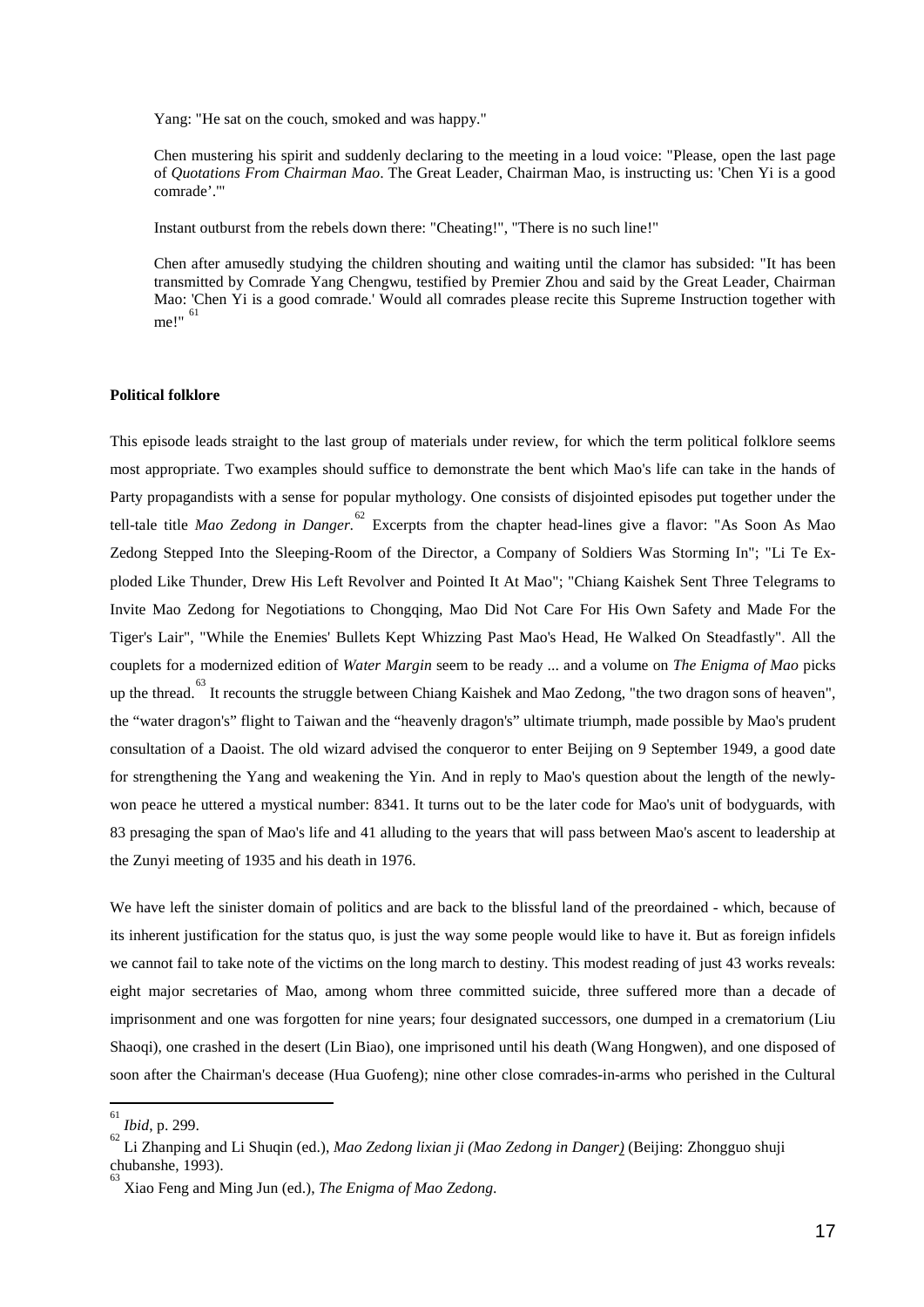Yang: "He sat on the couch, smoked and was happy."

Chen mustering his spirit and suddenly declaring to the meeting in a loud voice: "Please, open the last page of *Quotations From Chairman Mao*. The Great Leader, Chairman Mao, is instructing us: 'Chen Yi is a good comrade'."

Instant outburst from the rebels down there: "Cheating!", "There is no such line!"

Chen after amusedly studying the children shouting and waiting until the clamor has subsided: "It has been transmitted by Comrade Yang Chengwu, testified by Premier Zhou and said by the Great Leader, Chairman Mao: 'Chen Yi is a good comrade.' Would all comrades please recite this Supreme Instruction together with me!" [61]

**Political folklore**

This episode leads straight to the last group of materials under review, for which the term political folklore seems most appropriate. Two examples should suffice to demonstrate the bent which Mao's life can take in the hands of Party propagandists with a sense for popular mythology. One consists of disjointed episodes put together under the tell-tale title *Mao Zedong in Danger*.[62] Excerpts from the chapter head-lines give a flavor: "As Soon As Mao Zedong Stepped Into the Sleeping-Room of the Director, a Company of Soldiers Was Storming In"; "Li Te Exploded Like Thunder, Drew His Left Revolver and Pointed It At Mao"; "Chiang Kaishek Sent Three Telegrams to Invite Mao Zedong for Negotiations to Chongqing, Mao Did Not Care For His Own Safety and Made For the Tiger's Lair", "While the Enemies' Bullets Kept Whizzing Past Mao's Head, He Walked On Steadfastly". All the couplets for a modernized edition of *Water Margin* seem to be ready ... and a volume on *The Enigma of Mao* picks up the thread.[63] It recounts the struggle between Chiang Kaishek and Mao Zedong, "the two dragon sons of heaven", the "water dragon's" flight to Taiwan and the "heavenly dragon's" ultimate triumph, made possible by Mao's prudent consultation of a Daoist. The old wizard advised the conqueror to enter Beijing on 9 September 1949, a good date for strengthening the Yang and weakening the Yin. And in reply to Mao's question about the length of the newly-won peace he uttered a mystical number: 8341. It turns out to be the later code for Mao's unit of bodyguards, with 83 presaging the span of Mao's life and 41 alluding to the years that will pass between Mao's ascent to leadership at the Zunyi meeting of 1935 and his death in 1976.

We have left the sinister domain of politics and are back to the blissful land of the preordained - which, because of its inherent justification for the status quo, is just the way some people would like to have it. But as foreign infidels we cannot fail to take note of the victims on the long march to destiny. This modest reading of just 43 works reveals: eight major secretaries of Mao, among whom three committed suicide, three suffered more than a decade of imprisonment and one was forgotten for nine years; four designated successors, one dumped in a crematorium (Liu Shaoqi), one crashed in the desert (Lin Biao), one imprisoned until his death (Wang Hongwen), and one disposed of soon after the Chairman's decease (Hua Guofeng); nine other close comrades-in-arms who perished in the Cultural

---

[61] *Ibid*, p. 299.

[62] Li Zhanping and Li Shuqin (ed.), *Mao Zedong lixian ji (Mao Zedong in Danger)* (Beijing: Zhongguo shuji chubanshe, 1993).

[63] Xiao Feng and Ming Jun (ed.), *The Enigma of Mao Zedong*.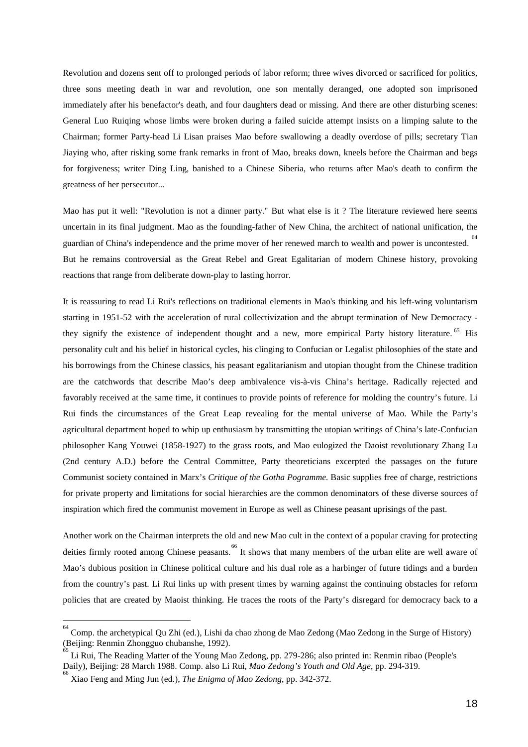Revolution and dozens sent off to prolonged periods of labor reform; three wives divorced or sacrificed for politics, three sons meeting death in war and revolution, one son mentally deranged, one adopted son imprisoned immediately after his benefactor's death, and four daughters dead or missing. And there are other disturbing scenes: General Luo Ruiqing whose limbs were broken during a failed suicide attempt insists on a limping salute to the Chairman; former Party-head Li Lisan praises Mao before swallowing a deadly overdose of pills; secretary Tian Jiaying who, after risking some frank remarks in front of Mao, breaks down, kneels before the Chairman and begs for forgiveness; writer Ding Ling, banished to a Chinese Siberia, who returns after Mao's death to confirm the greatness of her persecutor...

Mao has put it well: "Revolution is not a dinner party." But what else is it ? The literature reviewed here seems uncertain in its final judgment. Mao as the founding-father of New China, the architect of national unification, the guardian of China's independence and the prime mover of her renewed march to wealth and power is uncontested.[64] But he remains controversial as the Great Rebel and Great Egalitarian of modern Chinese history, provoking reactions that range from deliberate down-play to lasting horror.

It is reassuring to read Li Rui's reflections on traditional elements in Mao's thinking and his left-wing voluntarism starting in 1951-52 with the acceleration of rural collectivization and the abrupt termination of New Democracy - they signify the existence of independent thought and a new, more empirical Party history literature.[65] His personality cult and his belief in historical cycles, his clinging to Confucian or Legalist philosophies of the state and his borrowings from the Chinese classics, his peasant egalitarianism and utopian thought from the Chinese tradition are the catchwords that describe Mao's deep ambivalence vis-à-vis China's heritage. Radically rejected and favorably received at the same time, it continues to provide points of reference for molding the country's future. Li Rui finds the circumstances of the Great Leap revealing for the mental universe of Mao. While the Party's agricultural department hoped to whip up enthusiasm by transmitting the utopian writings of China's late-Confucian philosopher Kang Youwei (1858-1927) to the grass roots, and Mao eulogized the Daoist revolutionary Zhang Lu (2nd century A.D.) before the Central Committee, Party theoreticians excerpted the passages on the future Communist society contained in Marx's *Critique of the Gotha Pogramme.* Basic supplies free of charge, restrictions for private property and limitations for social hierarchies are the common denominators of these diverse sources of inspiration which fired the communist movement in Europe as well as Chinese peasant uprisings of the past.

Another work on the Chairman interprets the old and new Mao cult in the context of a popular craving for protecting deities firmly rooted among Chinese peasants.[66] It shows that many members of the urban elite are well aware of Mao's dubious position in Chinese political culture and his dual role as a harbinger of future tidings and a burden from the country's past. Li Rui links up with present times by warning against the continuing obstacles for reform policies that are created by Maoist thinking. He traces the roots of the Party's disregard for democracy back to a

---

[64] Comp. the archetypical Qu Zhi (ed.), Lishi da chao zhong de Mao Zedong (Mao Zedong in the Surge of History) (Beijing: Renmin Zhongguo chubanshe, 1992).

[65] Li Rui, The Reading Matter of the Young Mao Zedong, pp. 279-286; also printed in: Renmin ribao (People's Daily), Beijing: 28 March 1988. Comp. also Li Rui, *Mao Zedong's Youth and Old Age*, pp. 294-319.

[66] Xiao Feng and Ming Jun (ed.), *The Enigma of Mao Zedong*, pp. 342-372.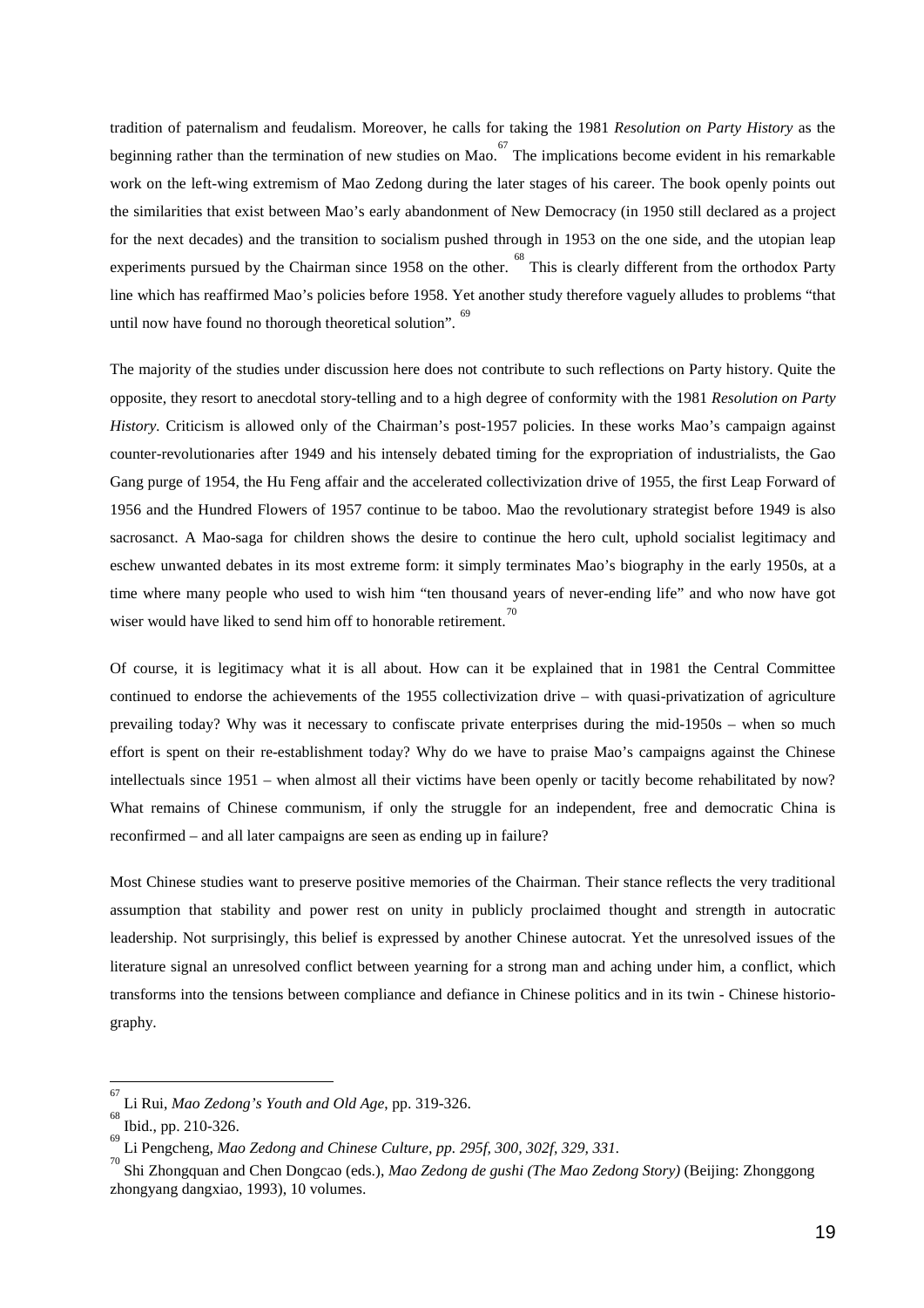tradition of paternalism and feudalism. Moreover, he calls for taking the 1981 *Resolution on Party History* as the beginning rather than the termination of new studies on Mao.[67] The implications become evident in his remarkable work on the left-wing extremism of Mao Zedong during the later stages of his career. The book openly points out the similarities that exist between Mao's early abandonment of New Democracy (in 1950 still declared as a project for the next decades) and the transition to socialism pushed through in 1953 on the one side, and the utopian leap experiments pursued by the Chairman since 1958 on the other. [68] This is clearly different from the orthodox Party line which has reaffirmed Mao's policies before 1958. Yet another study therefore vaguely alludes to problems "that until now have found no thorough theoretical solution". [69]

The majority of the studies under discussion here does not contribute to such reflections on Party history. Quite the opposite, they resort to anecdotal story-telling and to a high degree of conformity with the 1981 *Resolution on Party History*. Criticism is allowed only of the Chairman's post-1957 policies. In these works Mao's campaign against counter-revolutionaries after 1949 and his intensely debated timing for the expropriation of industrialists, the Gao Gang purge of 1954, the Hu Feng affair and the accelerated collectivization drive of 1955, the first Leap Forward of 1956 and the Hundred Flowers of 1957 continue to be taboo. Mao the revolutionary strategist before 1949 is also sacrosanct. A Mao-saga for children shows the desire to continue the hero cult, uphold socialist legitimacy and eschew unwanted debates in its most extreme form: it simply terminates Mao's biography in the early 1950s, at a time where many people who used to wish him "ten thousand years of never-ending life" and who now have got wiser would have liked to send him off to honorable retirement.[70]

Of course, it is legitimacy what it is all about. How can it be explained that in 1981 the Central Committee continued to endorse the achievements of the 1955 collectivization drive – with quasi-privatization of agriculture prevailing today? Why was it necessary to confiscate private enterprises during the mid-1950s – when so much effort is spent on their re-establishment today? Why do we have to praise Mao's campaigns against the Chinese intellectuals since 1951 – when almost all their victims have been openly or tacitly become rehabilitated by now? What remains of Chinese communism, if only the struggle for an independent, free and democratic China is reconfirmed – and all later campaigns are seen as ending up in failure?

Most Chinese studies want to preserve positive memories of the Chairman. Their stance reflects the very traditional assumption that stability and power rest on unity in publicly proclaimed thought and strength in autocratic leadership. Not surprisingly, this belief is expressed by another Chinese autocrat. Yet the unresolved issues of the literature signal an unresolved conflict between yearning for a strong man and aching under him, a conflict, which transforms into the tensions between compliance and defiance in Chinese politics and in its twin - Chinese historiography.

---

[67] Li Rui, *Mao Zedong's Youth and Old Age*, pp. 319-326.

[68] Ibid., pp. 210-326.

[69] Li Pengcheng, *Mao Zedong and Chinese Culture, pp. 295f, 300, 302f, 329, 331.*

[70] Shi Zhongquan and Chen Dongcao (eds.), *Mao Zedong de gushi (The Mao Zedong Story)* (Beijing: Zhonggong zhongyang dangxiao, 1993), 10 volumes.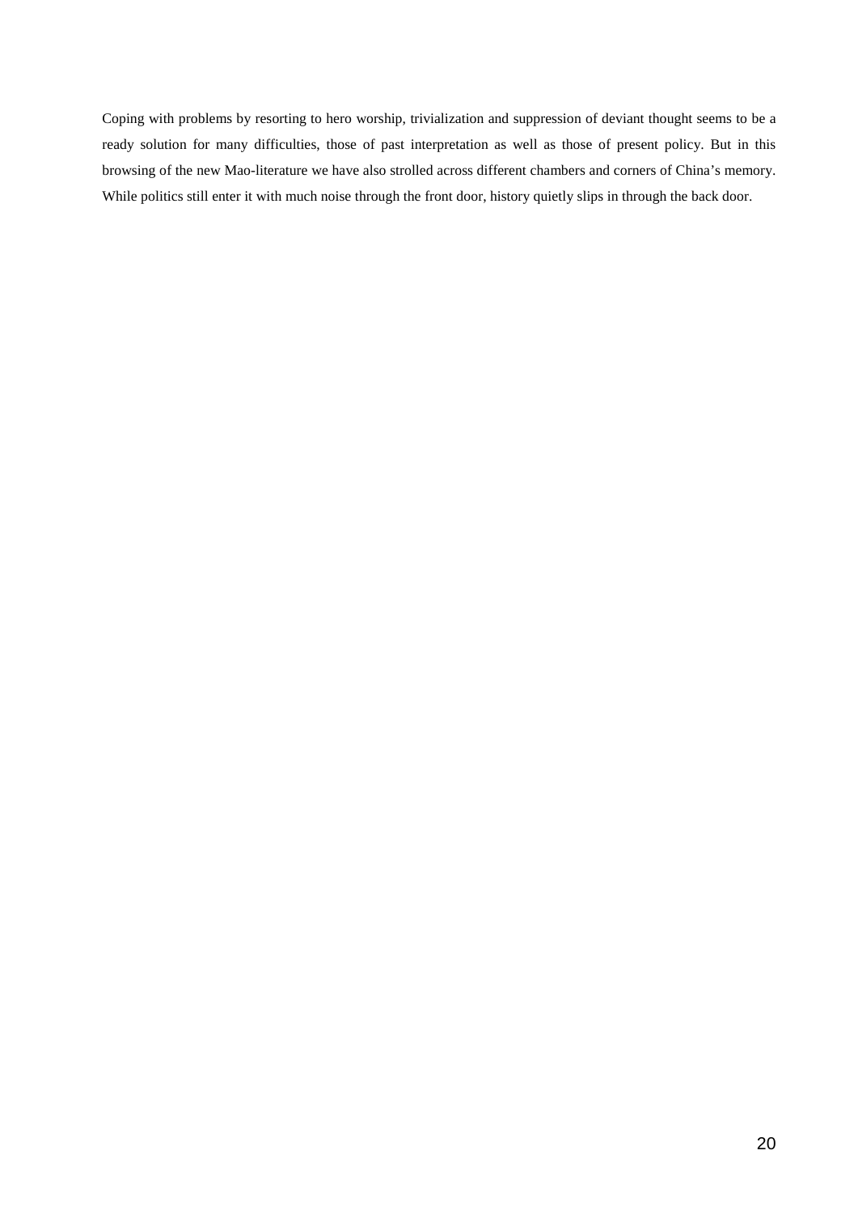Coping with problems by resorting to hero worship, trivialization and suppression of deviant thought seems to be a ready solution for many difficulties, those of past interpretation as well as those of present policy. But in this browsing of the new Mao-literature we have also strolled across different chambers and corners of China's memory. While politics still enter it with much noise through the front door, history quietly slips in through the back door.